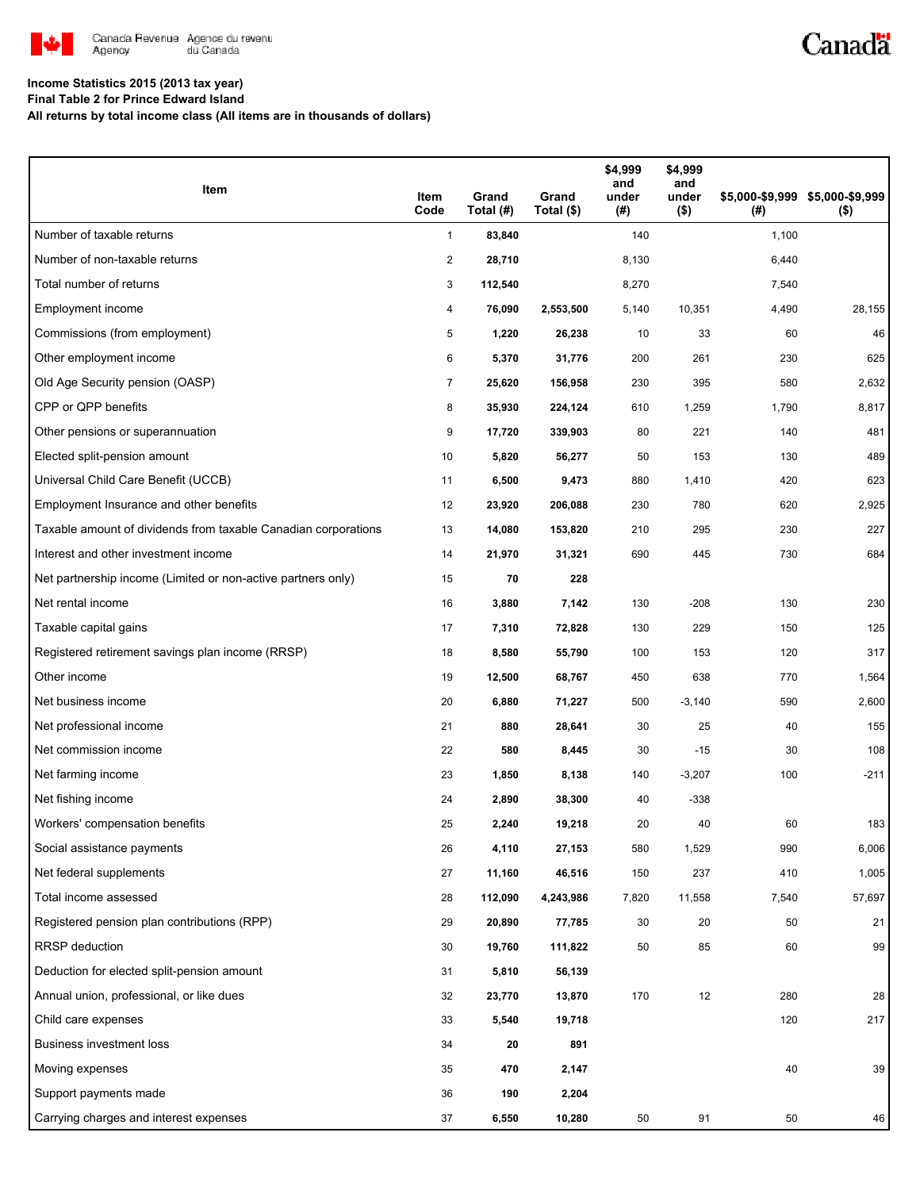Canada Revenue Agency / Agence du revenu du Canada

**Income Statistics 2015 (2013 tax year)**
**Final Table 2 for Prince Edward Island**
**All returns by total income class (All items are in thousands of dollars)**

| Item | Item Code | Grand Total (#) | Grand Total ($) | $4,999 and under (#) | $4,999 and under ($) | $5,000-$9,999 (#) | $5,000-$9,999 ($) |
|---|---|---|---|---|---|---|---|
| Number of taxable returns | 1 | **83,840** | | 140 | | 1,100 | |
| Number of non-taxable returns | 2 | **28,710** | | 8,130 | | 6,440 | |
| Total number of returns | 3 | **112,540** | | 8,270 | | 7,540 | |
| Employment income | 4 | **76,090** | **2,553,500** | 5,140 | 10,351 | 4,490 | 28,155 |
| Commissions (from employment) | 5 | **1,220** | **26,238** | 10 | 33 | 60 | 46 |
| Other employment income | 6 | **5,370** | **31,776** | 200 | 261 | 230 | 625 |
| Old Age Security pension (OASP) | 7 | **25,620** | **156,958** | 230 | 395 | 580 | 2,632 |
| CPP or QPP benefits | 8 | **35,930** | **224,124** | 610 | 1,259 | 1,790 | 8,817 |
| Other pensions or superannuation | 9 | **17,720** | **339,903** | 80 | 221 | 140 | 481 |
| Elected split-pension amount | 10 | **5,820** | **56,277** | 50 | 153 | 130 | 489 |
| Universal Child Care Benefit (UCCB) | 11 | **6,500** | **9,473** | 880 | 1,410 | 420 | 623 |
| Employment Insurance and other benefits | 12 | **23,920** | **206,088** | 230 | 780 | 620 | 2,925 |
| Taxable amount of dividends from taxable Canadian corporations | 13 | **14,080** | **153,820** | 210 | 295 | 230 | 227 |
| Interest and other investment income | 14 | **21,970** | **31,321** | 690 | 445 | 730 | 684 |
| Net partnership income (Limited or non-active partners only) | 15 | **70** | **228** | | | | |
| Net rental income | 16 | **3,880** | **7,142** | 130 | -208 | 130 | 230 |
| Taxable capital gains | 17 | **7,310** | **72,828** | 130 | 229 | 150 | 125 |
| Registered retirement savings plan income (RRSP) | 18 | **8,580** | **55,790** | 100 | 153 | 120 | 317 |
| Other income | 19 | **12,500** | **68,767** | 450 | 638 | 770 | 1,564 |
| Net business income | 20 | **6,880** | **71,227** | 500 | -3,140 | 590 | 2,600 |
| Net professional income | 21 | **880** | **28,641** | 30 | 25 | 40 | 155 |
| Net commission income | 22 | **580** | **8,445** | 30 | -15 | 30 | 108 |
| Net farming income | 23 | **1,850** | **8,138** | 140 | -3,207 | 100 | -211 |
| Net fishing income | 24 | **2,890** | **38,300** | 40 | -338 | | |
| Workers' compensation benefits | 25 | **2,240** | **19,218** | 20 | 40 | 60 | 183 |
| Social assistance payments | 26 | **4,110** | **27,153** | 580 | 1,529 | 990 | 6,006 |
| Net federal supplements | 27 | **11,160** | **46,516** | 150 | 237 | 410 | 1,005 |
| Total income assessed | 28 | **112,090** | **4,243,986** | 7,820 | 11,558 | 7,540 | 57,697 |
| Registered pension plan contributions (RPP) | 29 | **20,890** | **77,785** | 30 | 20 | 50 | 21 |
| RRSP deduction | 30 | **19,760** | **111,822** | 50 | 85 | 60 | 99 |
| Deduction for elected split-pension amount | 31 | **5,810** | **56,139** | | | | |
| Annual union, professional, or like dues | 32 | **23,770** | **13,870** | 170 | 12 | 280 | 28 |
| Child care expenses | 33 | **5,540** | **19,718** | | | 120 | 217 |
| Business investment loss | 34 | **20** | **891** | | | | |
| Moving expenses | 35 | **470** | **2,147** | | | 40 | 39 |
| Support payments made | 36 | **190** | **2,204** | | | | |
| Carrying charges and interest expenses | 37 | **6,550** | **10,280** | 50 | 91 | 50 | 46 |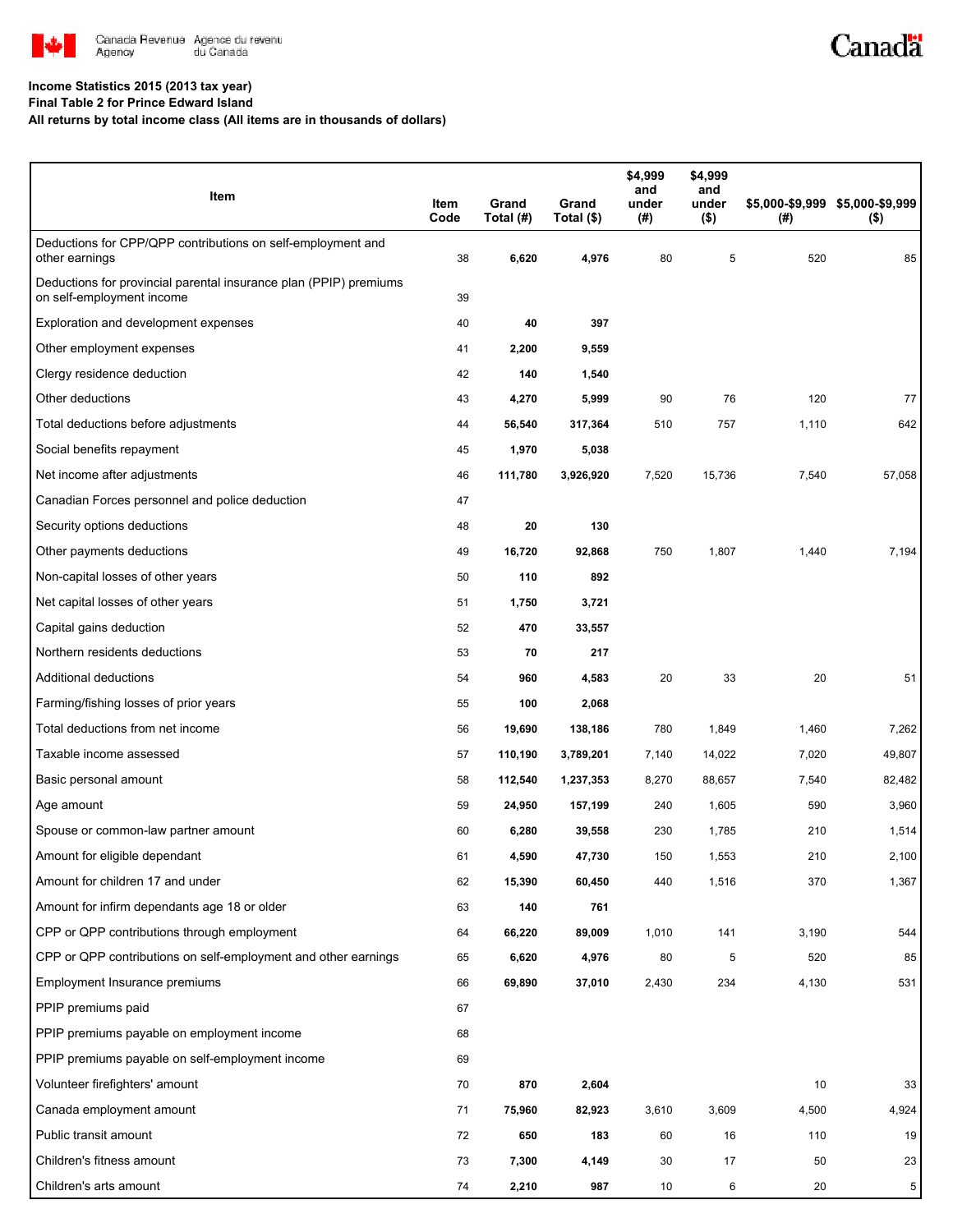Canada Revenue Agency / Agence du revenu du Canada

**Income Statistics 2015 (2013 tax year)**
**Final Table 2 for Prince Edward Island**
**All returns by total income class (All items are in thousands of dollars)**

| Item | Item Code | Grand Total (#) | Grand Total ($) | $4,999 and under (#) | $4,999 and under ($) | $5,000-$9,999 (#) | $5,000-$9,999 ($) |
|---|---|---|---|---|---|---|---|
| Deductions for CPP/QPP contributions on self-employment and other earnings | 38 | **6,620** | **4,976** | 80 | 5 | 520 | 85 |
| Deductions for provincial parental insurance plan (PPIP) premiums on self-employment income | 39 | | | | | | |
| Exploration and development expenses | 40 | **40** | **397** | | | | |
| Other employment expenses | 41 | **2,200** | **9,559** | | | | |
| Clergy residence deduction | 42 | **140** | **1,540** | | | | |
| Other deductions | 43 | **4,270** | **5,999** | 90 | 76 | 120 | 77 |
| Total deductions before adjustments | 44 | **56,540** | **317,364** | 510 | 757 | 1,110 | 642 |
| Social benefits repayment | 45 | **1,970** | **5,038** | | | | |
| Net income after adjustments | 46 | **111,780** | **3,926,920** | 7,520 | 15,736 | 7,540 | 57,058 |
| Canadian Forces personnel and police deduction | 47 | | | | | | |
| Security options deductions | 48 | **20** | **130** | | | | |
| Other payments deductions | 49 | **16,720** | **92,868** | 750 | 1,807 | 1,440 | 7,194 |
| Non-capital losses of other years | 50 | **110** | **892** | | | | |
| Net capital losses of other years | 51 | **1,750** | **3,721** | | | | |
| Capital gains deduction | 52 | **470** | **33,557** | | | | |
| Northern residents deductions | 53 | **70** | **217** | | | | |
| Additional deductions | 54 | **960** | **4,583** | 20 | 33 | 20 | 51 |
| Farming/fishing losses of prior years | 55 | **100** | **2,068** | | | | |
| Total deductions from net income | 56 | **19,690** | **138,186** | 780 | 1,849 | 1,460 | 7,262 |
| Taxable income assessed | 57 | **110,190** | **3,789,201** | 7,140 | 14,022 | 7,020 | 49,807 |
| Basic personal amount | 58 | **112,540** | **1,237,353** | 8,270 | 88,657 | 7,540 | 82,482 |
| Age amount | 59 | **24,950** | **157,199** | 240 | 1,605 | 590 | 3,960 |
| Spouse or common-law partner amount | 60 | **6,280** | **39,558** | 230 | 1,785 | 210 | 1,514 |
| Amount for eligible dependant | 61 | **4,590** | **47,730** | 150 | 1,553 | 210 | 2,100 |
| Amount for children 17 and under | 62 | **15,390** | **60,450** | 440 | 1,516 | 370 | 1,367 |
| Amount for infirm dependants age 18 or older | 63 | **140** | **761** | | | | |
| CPP or QPP contributions through employment | 64 | **66,220** | **89,009** | 1,010 | 141 | 3,190 | 544 |
| CPP or QPP contributions on self-employment and other earnings | 65 | **6,620** | **4,976** | 80 | 5 | 520 | 85 |
| Employment Insurance premiums | 66 | **69,890** | **37,010** | 2,430 | 234 | 4,130 | 531 |
| PPIP premiums paid | 67 | | | | | | |
| PPIP premiums payable on employment income | 68 | | | | | | |
| PPIP premiums payable on self-employment income | 69 | | | | | | |
| Volunteer firefighters' amount | 70 | **870** | **2,604** | | | 10 | 33 |
| Canada employment amount | 71 | **75,960** | **82,923** | 3,610 | 3,609 | 4,500 | 4,924 |
| Public transit amount | 72 | **650** | **183** | 60 | 16 | 110 | 19 |
| Children's fitness amount | 73 | **7,300** | **4,149** | 30 | 17 | 50 | 23 |
| Children's arts amount | 74 | **2,210** | **987** | 10 | 6 | 20 | 5 |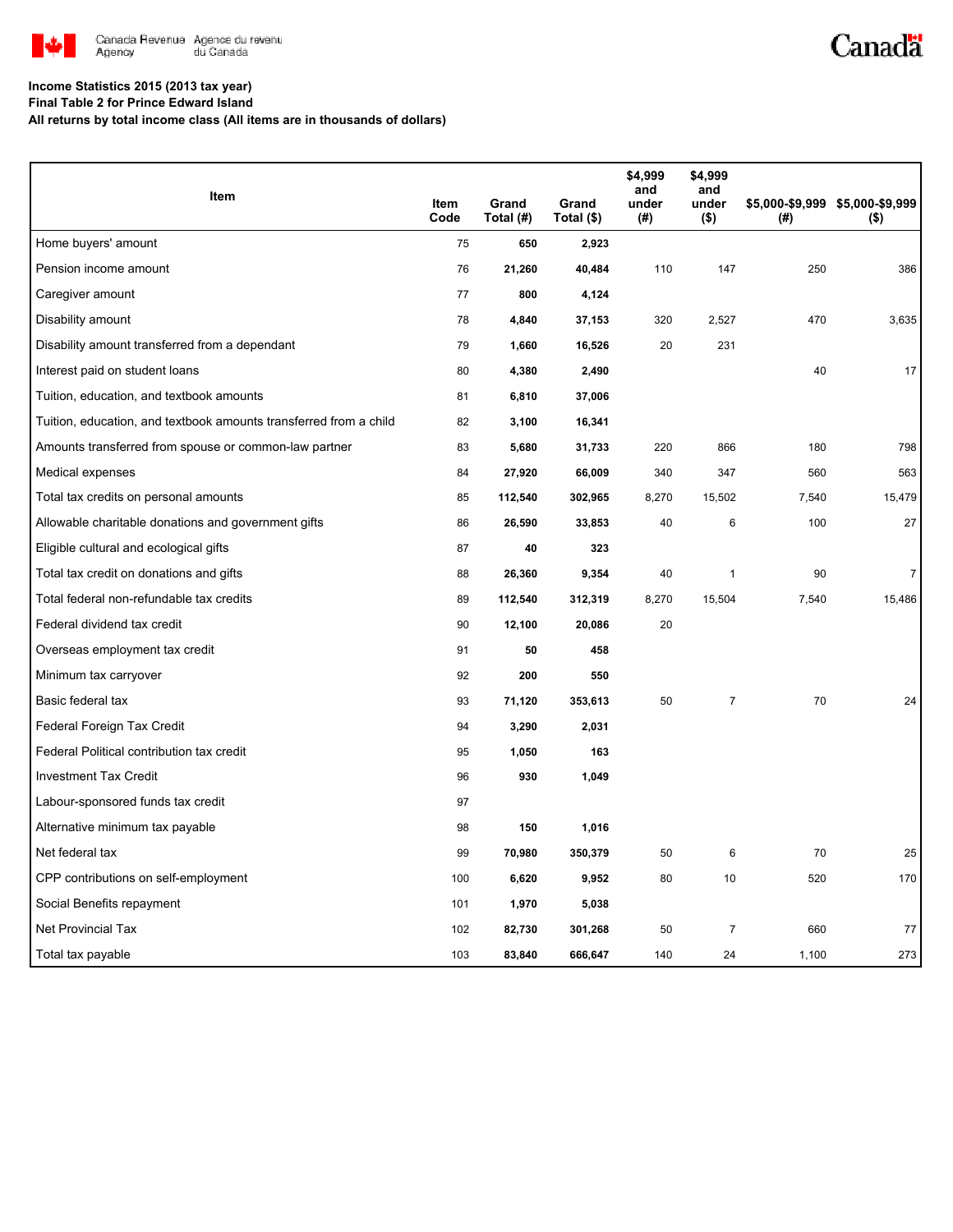**Income Statistics 2015 (2013 tax year)**
**Final Table 2 for Prince Edward Island**
**All returns by total income class (All items are in thousands of dollars)**

| Item | Item Code | Grand Total (#) | Grand Total ($) | $4,999 and under (#) | $4,999 and under ($) | $5,000-$9,999 (#) | $5,000-$9,999 ($) |
|---|---|---|---|---|---|---|---|
| Home buyers' amount | 75 | 650 | 2,923 | | | | |
| Pension income amount | 76 | 21,260 | 40,484 | 110 | 147 | 250 | 386 |
| Caregiver amount | 77 | 800 | 4,124 | | | | |
| Disability amount | 78 | 4,840 | 37,153 | 320 | 2,527 | 470 | 3,635 |
| Disability amount transferred from a dependant | 79 | 1,660 | 16,526 | 20 | 231 | | |
| Interest paid on student loans | 80 | 4,380 | 2,490 | | | 40 | 17 |
| Tuition, education, and textbook amounts | 81 | 6,810 | 37,006 | | | | |
| Tuition, education, and textbook amounts transferred from a child | 82 | 3,100 | 16,341 | | | | |
| Amounts transferred from spouse or common-law partner | 83 | 5,680 | 31,733 | 220 | 866 | 180 | 798 |
| Medical expenses | 84 | 27,920 | 66,009 | 340 | 347 | 560 | 563 |
| Total tax credits on personal amounts | 85 | 112,540 | 302,965 | 8,270 | 15,502 | 7,540 | 15,479 |
| Allowable charitable donations and government gifts | 86 | 26,590 | 33,853 | 40 | 6 | 100 | 27 |
| Eligible cultural and ecological gifts | 87 | 40 | 323 | | | | |
| Total tax credit on donations and gifts | 88 | 26,360 | 9,354 | 40 | 1 | 90 | 7 |
| Total federal non-refundable tax credits | 89 | 112,540 | 312,319 | 8,270 | 15,504 | 7,540 | 15,486 |
| Federal dividend tax credit | 90 | 12,100 | 20,086 | 20 | | | |
| Overseas employment tax credit | 91 | 50 | 458 | | | | |
| Minimum tax carryover | 92 | 200 | 550 | | | | |
| Basic federal tax | 93 | 71,120 | 353,613 | 50 | 7 | 70 | 24 |
| Federal Foreign Tax Credit | 94 | 3,290 | 2,031 | | | | |
| Federal Political contribution tax credit | 95 | 1,050 | 163 | | | | |
| Investment Tax Credit | 96 | 930 | 1,049 | | | | |
| Labour-sponsored funds tax credit | 97 | | | | | | |
| Alternative minimum tax payable | 98 | 150 | 1,016 | | | | |
| Net federal tax | 99 | 70,980 | 350,379 | 50 | 6 | 70 | 25 |
| CPP contributions on self-employment | 100 | 6,620 | 9,952 | 80 | 10 | 520 | 170 |
| Social Benefits repayment | 101 | 1,970 | 5,038 | | | | |
| Net Provincial Tax | 102 | 82,730 | 301,268 | 50 | 7 | 660 | 77 |
| Total tax payable | 103 | 83,840 | 666,647 | 140 | 24 | 1,100 | 273 |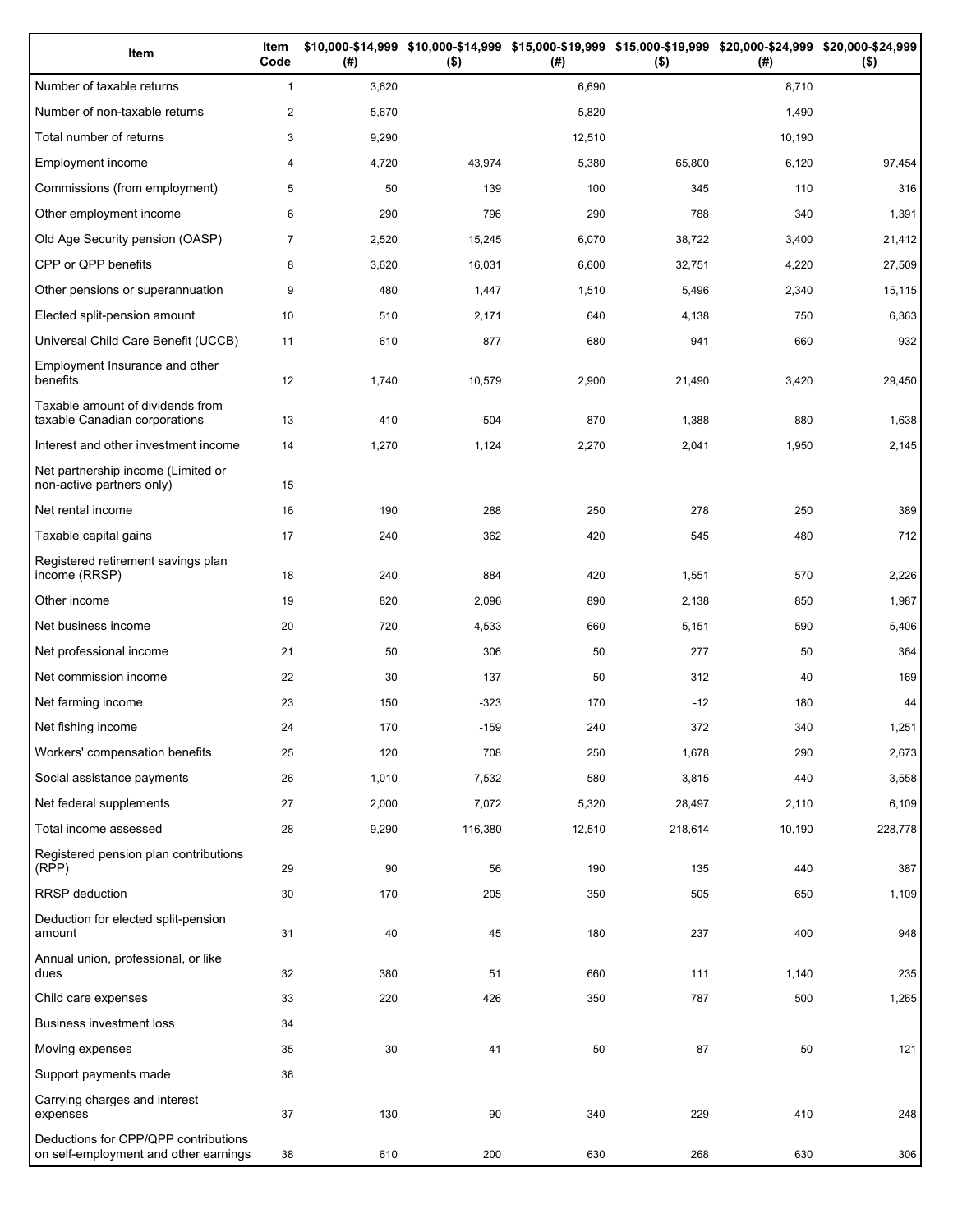| Item | Item Code | $10,000-$14,999 (#) | $10,000-$14,999 ($) | $15,000-$19,999 (#) | $15,000-$19,999 ($) | $20,000-$24,999 (#) | $20,000-$24,999 ($) |
|---|---|---|---|---|---|---|---|
| Number of taxable returns | 1 | 3,620 | | 6,690 | | 8,710 | |
| Number of non-taxable returns | 2 | 5,670 | | 5,820 | | 1,490 | |
| Total number of returns | 3 | 9,290 | | 12,510 | | 10,190 | |
| Employment income | 4 | 4,720 | 43,974 | 5,380 | 65,800 | 6,120 | 97,454 |
| Commissions (from employment) | 5 | 50 | 139 | 100 | 345 | 110 | 316 |
| Other employment income | 6 | 290 | 796 | 290 | 788 | 340 | 1,391 |
| Old Age Security pension (OASP) | 7 | 2,520 | 15,245 | 6,070 | 38,722 | 3,400 | 21,412 |
| CPP or QPP benefits | 8 | 3,620 | 16,031 | 6,600 | 32,751 | 4,220 | 27,509 |
| Other pensions or superannuation | 9 | 480 | 1,447 | 1,510 | 5,496 | 2,340 | 15,115 |
| Elected split-pension amount | 10 | 510 | 2,171 | 640 | 4,138 | 750 | 6,363 |
| Universal Child Care Benefit (UCCB) | 11 | 610 | 877 | 680 | 941 | 660 | 932 |
| Employment Insurance and other benefits | 12 | 1,740 | 10,579 | 2,900 | 21,490 | 3,420 | 29,450 |
| Taxable amount of dividends from taxable Canadian corporations | 13 | 410 | 504 | 870 | 1,388 | 880 | 1,638 |
| Interest and other investment income | 14 | 1,270 | 1,124 | 2,270 | 2,041 | 1,950 | 2,145 |
| Net partnership income (Limited or non-active partners only) | 15 | | | | | | |
| Net rental income | 16 | 190 | 288 | 250 | 278 | 250 | 389 |
| Taxable capital gains | 17 | 240 | 362 | 420 | 545 | 480 | 712 |
| Registered retirement savings plan income (RRSP) | 18 | 240 | 884 | 420 | 1,551 | 570 | 2,226 |
| Other income | 19 | 820 | 2,096 | 890 | 2,138 | 850 | 1,987 |
| Net business income | 20 | 720 | 4,533 | 660 | 5,151 | 590 | 5,406 |
| Net professional income | 21 | 50 | 306 | 50 | 277 | 50 | 364 |
| Net commission income | 22 | 30 | 137 | 50 | 312 | 40 | 169 |
| Net farming income | 23 | 150 | -323 | 170 | -12 | 180 | 44 |
| Net fishing income | 24 | 170 | -159 | 240 | 372 | 340 | 1,251 |
| Workers' compensation benefits | 25 | 120 | 708 | 250 | 1,678 | 290 | 2,673 |
| Social assistance payments | 26 | 1,010 | 7,532 | 580 | 3,815 | 440 | 3,558 |
| Net federal supplements | 27 | 2,000 | 7,072 | 5,320 | 28,497 | 2,110 | 6,109 |
| Total income assessed | 28 | 9,290 | 116,380 | 12,510 | 218,614 | 10,190 | 228,778 |
| Registered pension plan contributions (RPP) | 29 | 90 | 56 | 190 | 135 | 440 | 387 |
| RRSP deduction | 30 | 170 | 205 | 350 | 505 | 650 | 1,109 |
| Deduction for elected split-pension amount | 31 | 40 | 45 | 180 | 237 | 400 | 948 |
| Annual union, professional, or like dues | 32 | 380 | 51 | 660 | 111 | 1,140 | 235 |
| Child care expenses | 33 | 220 | 426 | 350 | 787 | 500 | 1,265 |
| Business investment loss | 34 | | | | | | |
| Moving expenses | 35 | 30 | 41 | 50 | 87 | 50 | 121 |
| Support payments made | 36 | | | | | | |
| Carrying charges and interest expenses | 37 | 130 | 90 | 340 | 229 | 410 | 248 |
| Deductions for CPP/QPP contributions on self-employment and other earnings | 38 | 610 | 200 | 630 | 268 | 630 | 306 |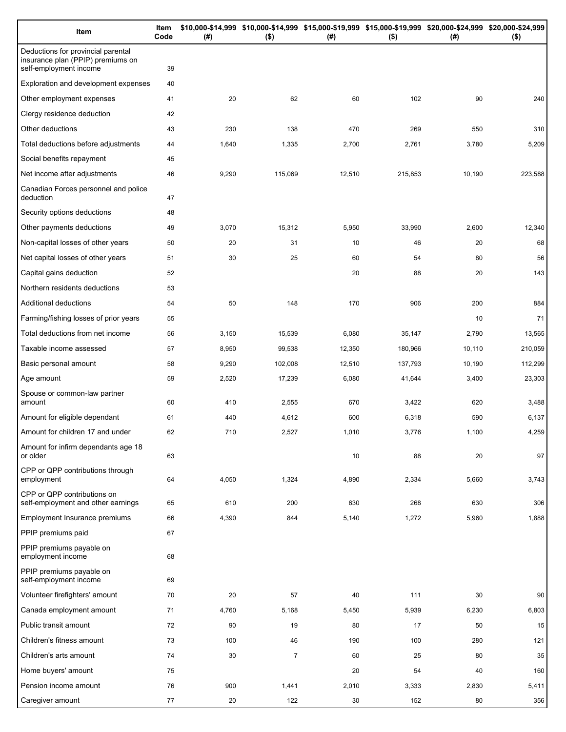| Item | Item Code | $10,000-$14,999 (#) | $10,000-$14,999 ($) | $15,000-$19,999 (#) | $15,000-$19,999 ($) | $20,000-$24,999 (#) | $20,000-$24,999 ($) |
| --- | --- | --- | --- | --- | --- | --- | --- |
| Deductions for provincial parental insurance plan (PPIP) premiums on self-employment income | 39 | | | | | | |
| Exploration and development expenses | 40 | | | | | | |
| Other employment expenses | 41 | 20 | 62 | 60 | 102 | 90 | 240 |
| Clergy residence deduction | 42 | | | | | | |
| Other deductions | 43 | 230 | 138 | 470 | 269 | 550 | 310 |
| Total deductions before adjustments | 44 | 1,640 | 1,335 | 2,700 | 2,761 | 3,780 | 5,209 |
| Social benefits repayment | 45 | | | | | | |
| Net income after adjustments | 46 | 9,290 | 115,069 | 12,510 | 215,853 | 10,190 | 223,588 |
| Canadian Forces personnel and police deduction | 47 | | | | | | |
| Security options deductions | 48 | | | | | | |
| Other payments deductions | 49 | 3,070 | 15,312 | 5,950 | 33,990 | 2,600 | 12,340 |
| Non-capital losses of other years | 50 | 20 | 31 | 10 | 46 | 20 | 68 |
| Net capital losses of other years | 51 | 30 | 25 | 60 | 54 | 80 | 56 |
| Capital gains deduction | 52 | | | 20 | 88 | 20 | 143 |
| Northern residents deductions | 53 | | | | | | |
| Additional deductions | 54 | 50 | 148 | 170 | 906 | 200 | 884 |
| Farming/fishing losses of prior years | 55 | | | | | 10 | 71 |
| Total deductions from net income | 56 | 3,150 | 15,539 | 6,080 | 35,147 | 2,790 | 13,565 |
| Taxable income assessed | 57 | 8,950 | 99,538 | 12,350 | 180,966 | 10,110 | 210,059 |
| Basic personal amount | 58 | 9,290 | 102,008 | 12,510 | 137,793 | 10,190 | 112,299 |
| Age amount | 59 | 2,520 | 17,239 | 6,080 | 41,644 | 3,400 | 23,303 |
| Spouse or common-law partner amount | 60 | 410 | 2,555 | 670 | 3,422 | 620 | 3,488 |
| Amount for eligible dependant | 61 | 440 | 4,612 | 600 | 6,318 | 590 | 6,137 |
| Amount for children 17 and under | 62 | 710 | 2,527 | 1,010 | 3,776 | 1,100 | 4,259 |
| Amount for infirm dependants age 18 or older | 63 | | | 10 | 88 | 20 | 97 |
| CPP or QPP contributions through employment | 64 | 4,050 | 1,324 | 4,890 | 2,334 | 5,660 | 3,743 |
| CPP or QPP contributions on self-employment and other earnings | 65 | 610 | 200 | 630 | 268 | 630 | 306 |
| Employment Insurance premiums | 66 | 4,390 | 844 | 5,140 | 1,272 | 5,960 | 1,888 |
| PPIP premiums paid | 67 | | | | | | |
| PPIP premiums payable on employment income | 68 | | | | | | |
| PPIP premiums payable on self-employment income | 69 | | | | | | |
| Volunteer firefighters' amount | 70 | 20 | 57 | 40 | 111 | 30 | 90 |
| Canada employment amount | 71 | 4,760 | 5,168 | 5,450 | 5,939 | 6,230 | 6,803 |
| Public transit amount | 72 | 90 | 19 | 80 | 17 | 50 | 15 |
| Children's fitness amount | 73 | 100 | 46 | 190 | 100 | 280 | 121 |
| Children's arts amount | 74 | 30 | 7 | 60 | 25 | 80 | 35 |
| Home buyers' amount | 75 | | | 20 | 54 | 40 | 160 |
| Pension income amount | 76 | 900 | 1,441 | 2,010 | 3,333 | 2,830 | 5,411 |
| Caregiver amount | 77 | 20 | 122 | 30 | 152 | 80 | 356 |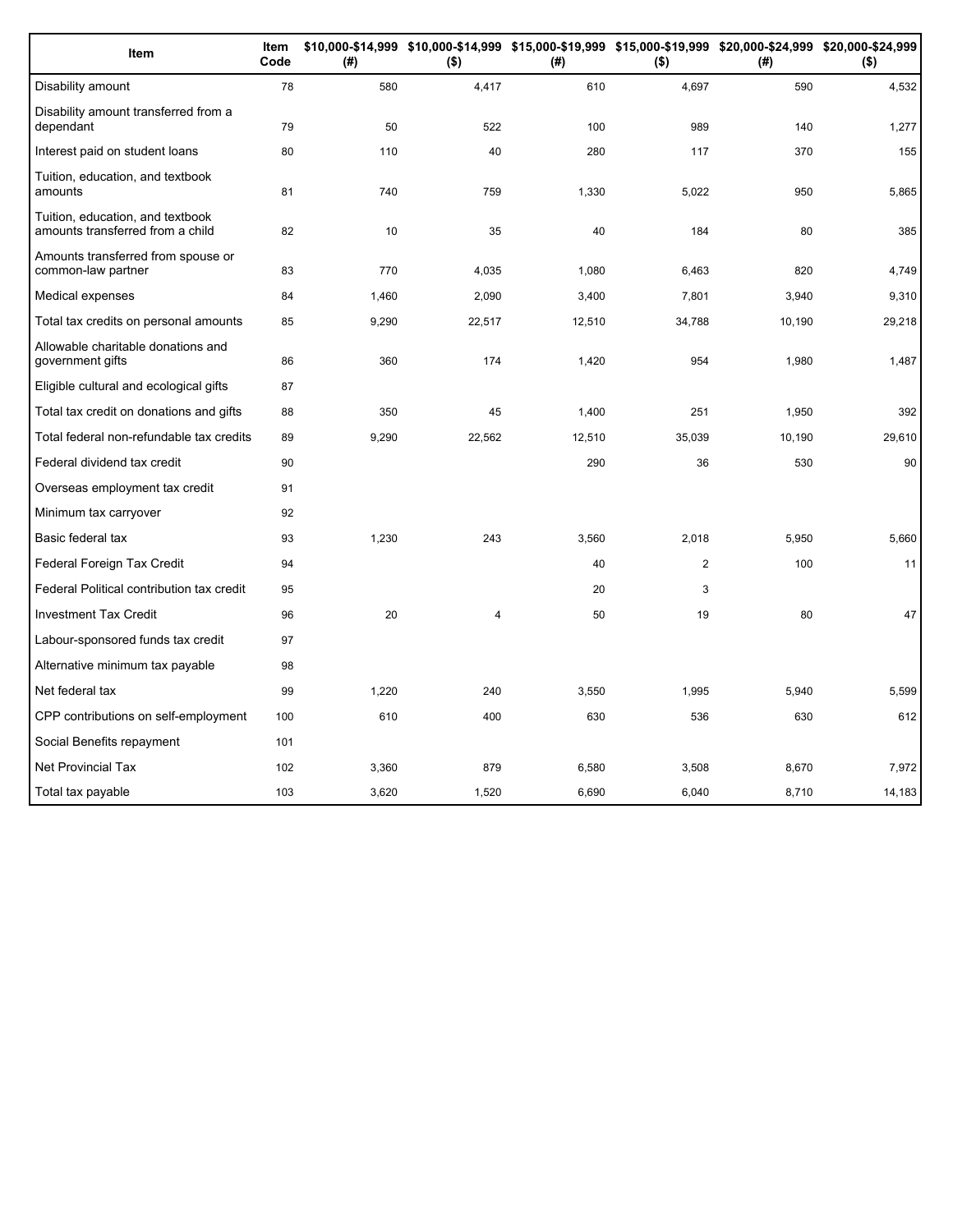| Item | Item Code | $10,000-$14,999 (#) | $10,000-$14,999 ($) | $15,000-$19,999 (#) | $15,000-$19,999 ($) | $20,000-$24,999 (#) | $20,000-$24,999 ($) |
|---|---|---|---|---|---|---|---|
| Disability amount | 78 | 580 | 4,417 | 610 | 4,697 | 590 | 4,532 |
| Disability amount transferred from a dependant | 79 | 50 | 522 | 100 | 989 | 140 | 1,277 |
| Interest paid on student loans | 80 | 110 | 40 | 280 | 117 | 370 | 155 |
| Tuition, education, and textbook amounts | 81 | 740 | 759 | 1,330 | 5,022 | 950 | 5,865 |
| Tuition, education, and textbook amounts transferred from a child | 82 | 10 | 35 | 40 | 184 | 80 | 385 |
| Amounts transferred from spouse or common-law partner | 83 | 770 | 4,035 | 1,080 | 6,463 | 820 | 4,749 |
| Medical expenses | 84 | 1,460 | 2,090 | 3,400 | 7,801 | 3,940 | 9,310 |
| Total tax credits on personal amounts | 85 | 9,290 | 22,517 | 12,510 | 34,788 | 10,190 | 29,218 |
| Allowable charitable donations and government gifts | 86 | 360 | 174 | 1,420 | 954 | 1,980 | 1,487 |
| Eligible cultural and ecological gifts | 87 | | | | | | |
| Total tax credit on donations and gifts | 88 | 350 | 45 | 1,400 | 251 | 1,950 | 392 |
| Total federal non-refundable tax credits | 89 | 9,290 | 22,562 | 12,510 | 35,039 | 10,190 | 29,610 |
| Federal dividend tax credit | 90 | | | 290 | 36 | 530 | 90 |
| Overseas employment tax credit | 91 | | | | | | |
| Minimum tax carryover | 92 | | | | | | |
| Basic federal tax | 93 | 1,230 | 243 | 3,560 | 2,018 | 5,950 | 5,660 |
| Federal Foreign Tax Credit | 94 | | | 40 | 2 | 100 | 11 |
| Federal Political contribution tax credit | 95 | | | 20 | 3 | | |
| Investment Tax Credit | 96 | 20 | 4 | 50 | 19 | 80 | 47 |
| Labour-sponsored funds tax credit | 97 | | | | | | |
| Alternative minimum tax payable | 98 | | | | | | |
| Net federal tax | 99 | 1,220 | 240 | 3,550 | 1,995 | 5,940 | 5,599 |
| CPP contributions on self-employment | 100 | 610 | 400 | 630 | 536 | 630 | 612 |
| Social Benefits repayment | 101 | | | | | | |
| Net Provincial Tax | 102 | 3,360 | 879 | 6,580 | 3,508 | 8,670 | 7,972 |
| Total tax payable | 103 | 3,620 | 1,520 | 6,690 | 6,040 | 8,710 | 14,183 |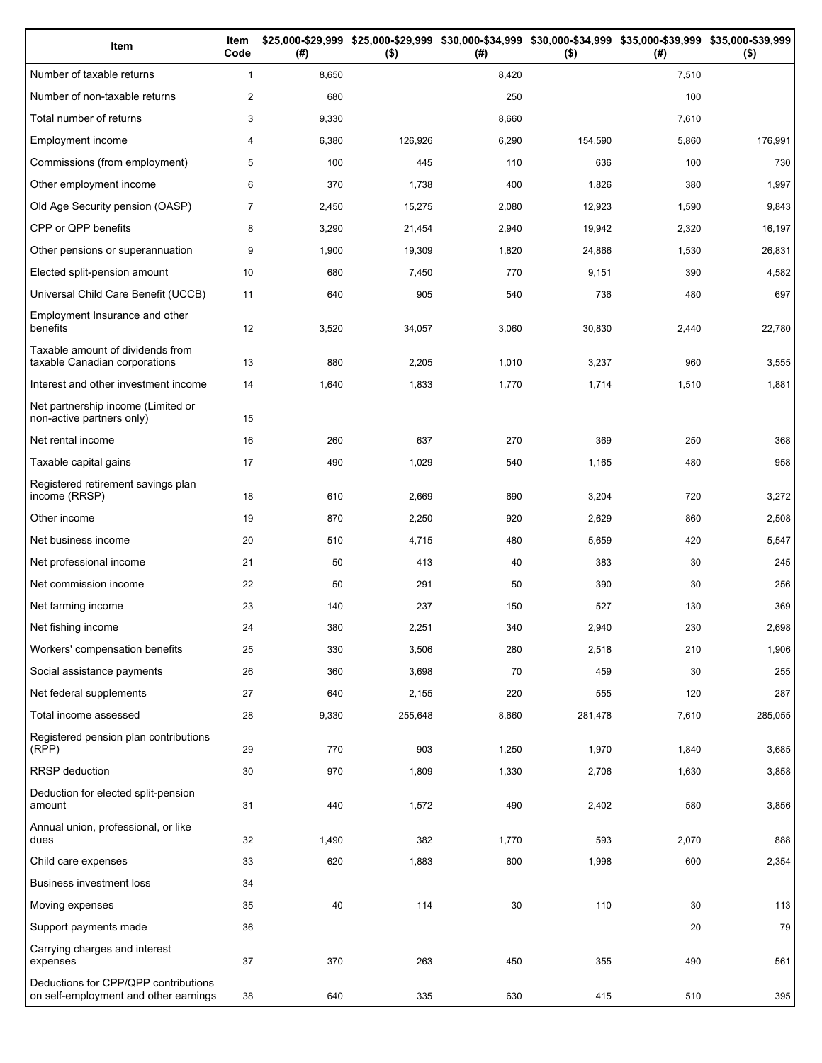| Item | Item Code | $25,000-$29,999 (#) | $25,000-$29,999 ($) | $30,000-$34,999 (#) | $30,000-$34,999 ($) | $35,000-$39,999 (#) | $35,000-$39,999 ($) |
|---|---|---|---|---|---|---|---|
| Number of taxable returns | 1 | 8,650 | | 8,420 | | 7,510 | |
| Number of non-taxable returns | 2 | 680 | | 250 | | 100 | |
| Total number of returns | 3 | 9,330 | | 8,660 | | 7,610 | |
| Employment income | 4 | 6,380 | 126,926 | 6,290 | 154,590 | 5,860 | 176,991 |
| Commissions (from employment) | 5 | 100 | 445 | 110 | 636 | 100 | 730 |
| Other employment income | 6 | 370 | 1,738 | 400 | 1,826 | 380 | 1,997 |
| Old Age Security pension (OASP) | 7 | 2,450 | 15,275 | 2,080 | 12,923 | 1,590 | 9,843 |
| CPP or QPP benefits | 8 | 3,290 | 21,454 | 2,940 | 19,942 | 2,320 | 16,197 |
| Other pensions or superannuation | 9 | 1,900 | 19,309 | 1,820 | 24,866 | 1,530 | 26,831 |
| Elected split-pension amount | 10 | 680 | 7,450 | 770 | 9,151 | 390 | 4,582 |
| Universal Child Care Benefit (UCCB) | 11 | 640 | 905 | 540 | 736 | 480 | 697 |
| Employment Insurance and other benefits | 12 | 3,520 | 34,057 | 3,060 | 30,830 | 2,440 | 22,780 |
| Taxable amount of dividends from taxable Canadian corporations | 13 | 880 | 2,205 | 1,010 | 3,237 | 960 | 3,555 |
| Interest and other investment income | 14 | 1,640 | 1,833 | 1,770 | 1,714 | 1,510 | 1,881 |
| Net partnership income (Limited or non-active partners only) | 15 | | | | | | |
| Net rental income | 16 | 260 | 637 | 270 | 369 | 250 | 368 |
| Taxable capital gains | 17 | 490 | 1,029 | 540 | 1,165 | 480 | 958 |
| Registered retirement savings plan income (RRSP) | 18 | 610 | 2,669 | 690 | 3,204 | 720 | 3,272 |
| Other income | 19 | 870 | 2,250 | 920 | 2,629 | 860 | 2,508 |
| Net business income | 20 | 510 | 4,715 | 480 | 5,659 | 420 | 5,547 |
| Net professional income | 21 | 50 | 413 | 40 | 383 | 30 | 245 |
| Net commission income | 22 | 50 | 291 | 50 | 390 | 30 | 256 |
| Net farming income | 23 | 140 | 237 | 150 | 527 | 130 | 369 |
| Net fishing income | 24 | 380 | 2,251 | 340 | 2,940 | 230 | 2,698 |
| Workers' compensation benefits | 25 | 330 | 3,506 | 280 | 2,518 | 210 | 1,906 |
| Social assistance payments | 26 | 360 | 3,698 | 70 | 459 | 30 | 255 |
| Net federal supplements | 27 | 640 | 2,155 | 220 | 555 | 120 | 287 |
| Total income assessed | 28 | 9,330 | 255,648 | 8,660 | 281,478 | 7,610 | 285,055 |
| Registered pension plan contributions (RPP) | 29 | 770 | 903 | 1,250 | 1,970 | 1,840 | 3,685 |
| RRSP deduction | 30 | 970 | 1,809 | 1,330 | 2,706 | 1,630 | 3,858 |
| Deduction for elected split-pension amount | 31 | 440 | 1,572 | 490 | 2,402 | 580 | 3,856 |
| Annual union, professional, or like dues | 32 | 1,490 | 382 | 1,770 | 593 | 2,070 | 888 |
| Child care expenses | 33 | 620 | 1,883 | 600 | 1,998 | 600 | 2,354 |
| Business investment loss | 34 | | | | | | |
| Moving expenses | 35 | 40 | 114 | 30 | 110 | 30 | 113 |
| Support payments made | 36 | | | | | 20 | 79 |
| Carrying charges and interest expenses | 37 | 370 | 263 | 450 | 355 | 490 | 561 |
| Deductions for CPP/QPP contributions on self-employment and other earnings | 38 | 640 | 335 | 630 | 415 | 510 | 395 |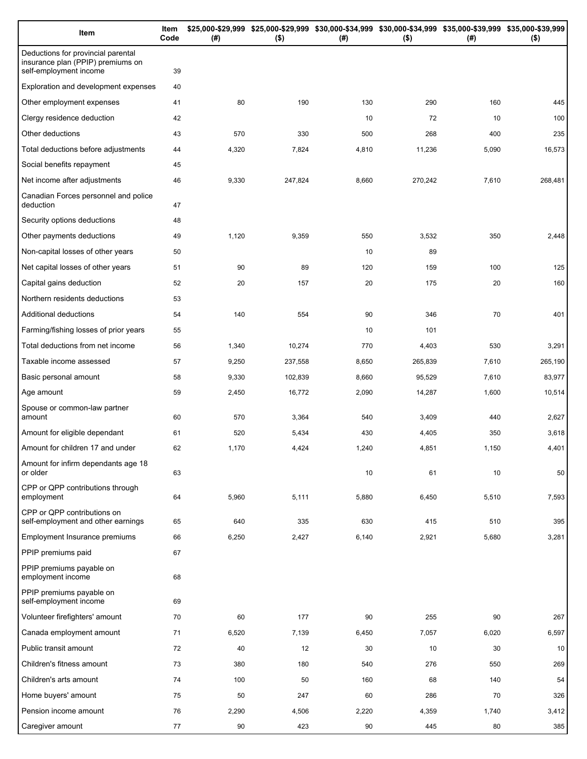| Item | Item Code | $25,000-$29,999 (#) | $25,000-$29,999 ($) | $30,000-$34,999 (#) | $30,000-$34,999 ($) | $35,000-$39,999 (#) | $35,000-$39,999 ($) |
|---|---|---|---|---|---|---|---|
| Deductions for provincial parental insurance plan (PPIP) premiums on self-employment income | 39 | | | | | | |
| Exploration and development expenses | 40 | | | | | | |
| Other employment expenses | 41 | 80 | 190 | 130 | 290 | 160 | 445 |
| Clergy residence deduction | 42 | | | 10 | 72 | 10 | 100 |
| Other deductions | 43 | 570 | 330 | 500 | 268 | 400 | 235 |
| Total deductions before adjustments | 44 | 4,320 | 7,824 | 4,810 | 11,236 | 5,090 | 16,573 |
| Social benefits repayment | 45 | | | | | | |
| Net income after adjustments | 46 | 9,330 | 247,824 | 8,660 | 270,242 | 7,610 | 268,481 |
| Canadian Forces personnel and police deduction | 47 | | | | | | |
| Security options deductions | 48 | | | | | | |
| Other payments deductions | 49 | 1,120 | 9,359 | 550 | 3,532 | 350 | 2,448 |
| Non-capital losses of other years | 50 | | | 10 | 89 | | |
| Net capital losses of other years | 51 | 90 | 89 | 120 | 159 | 100 | 125 |
| Capital gains deduction | 52 | 20 | 157 | 20 | 175 | 20 | 160 |
| Northern residents deductions | 53 | | | | | | |
| Additional deductions | 54 | 140 | 554 | 90 | 346 | 70 | 401 |
| Farming/fishing losses of prior years | 55 | | | 10 | 101 | | |
| Total deductions from net income | 56 | 1,340 | 10,274 | 770 | 4,403 | 530 | 3,291 |
| Taxable income assessed | 57 | 9,250 | 237,558 | 8,650 | 265,839 | 7,610 | 265,190 |
| Basic personal amount | 58 | 9,330 | 102,839 | 8,660 | 95,529 | 7,610 | 83,977 |
| Age amount | 59 | 2,450 | 16,772 | 2,090 | 14,287 | 1,600 | 10,514 |
| Spouse or common-law partner amount | 60 | 570 | 3,364 | 540 | 3,409 | 440 | 2,627 |
| Amount for eligible dependant | 61 | 520 | 5,434 | 430 | 4,405 | 350 | 3,618 |
| Amount for children 17 and under | 62 | 1,170 | 4,424 | 1,240 | 4,851 | 1,150 | 4,401 |
| Amount for infirm dependants age 18 or older | 63 | | | 10 | 61 | 10 | 50 |
| CPP or QPP contributions through employment | 64 | 5,960 | 5,111 | 5,880 | 6,450 | 5,510 | 7,593 |
| CPP or QPP contributions on self-employment and other earnings | 65 | 640 | 335 | 630 | 415 | 510 | 395 |
| Employment Insurance premiums | 66 | 6,250 | 2,427 | 6,140 | 2,921 | 5,680 | 3,281 |
| PPIP premiums paid | 67 | | | | | | |
| PPIP premiums payable on employment income | 68 | | | | | | |
| PPIP premiums payable on self-employment income | 69 | | | | | | |
| Volunteer firefighters' amount | 70 | 60 | 177 | 90 | 255 | 90 | 267 |
| Canada employment amount | 71 | 6,520 | 7,139 | 6,450 | 7,057 | 6,020 | 6,597 |
| Public transit amount | 72 | 40 | 12 | 30 | 10 | 30 | 10 |
| Children's fitness amount | 73 | 380 | 180 | 540 | 276 | 550 | 269 |
| Children's arts amount | 74 | 100 | 50 | 160 | 68 | 140 | 54 |
| Home buyers' amount | 75 | 50 | 247 | 60 | 286 | 70 | 326 |
| Pension income amount | 76 | 2,290 | 4,506 | 2,220 | 4,359 | 1,740 | 3,412 |
| Caregiver amount | 77 | 90 | 423 | 90 | 445 | 80 | 385 |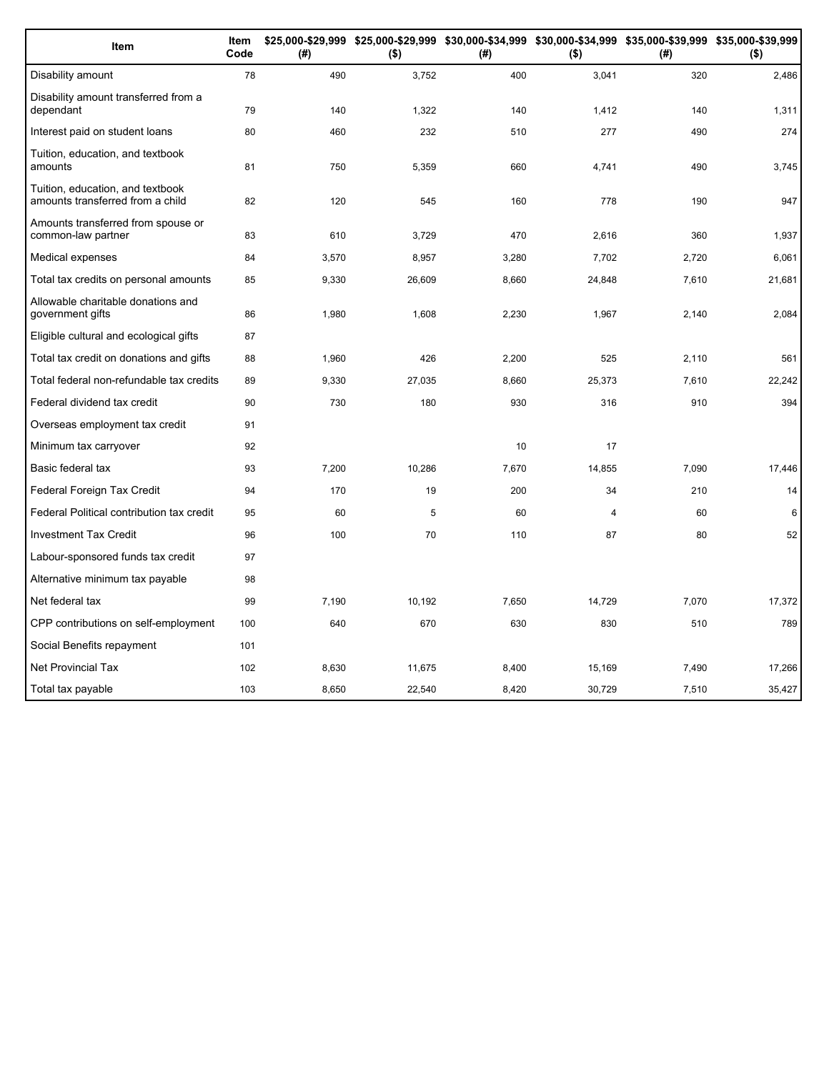| Item | Item Code | $25,000-$29,999 (#) | $25,000-$29,999 ($) | $30,000-$34,999 (#) | $30,000-$34,999 ($) | $35,000-$39,999 (#) | $35,000-$39,999 ($) |
|---|---|---|---|---|---|---|---|
| Disability amount | 78 | 490 | 3,752 | 400 | 3,041 | 320 | 2,486 |
| Disability amount transferred from a dependant | 79 | 140 | 1,322 | 140 | 1,412 | 140 | 1,311 |
| Interest paid on student loans | 80 | 460 | 232 | 510 | 277 | 490 | 274 |
| Tuition, education, and textbook amounts | 81 | 750 | 5,359 | 660 | 4,741 | 490 | 3,745 |
| Tuition, education, and textbook amounts transferred from a child | 82 | 120 | 545 | 160 | 778 | 190 | 947 |
| Amounts transferred from spouse or common-law partner | 83 | 610 | 3,729 | 470 | 2,616 | 360 | 1,937 |
| Medical expenses | 84 | 3,570 | 8,957 | 3,280 | 7,702 | 2,720 | 6,061 |
| Total tax credits on personal amounts | 85 | 9,330 | 26,609 | 8,660 | 24,848 | 7,610 | 21,681 |
| Allowable charitable donations and government gifts | 86 | 1,980 | 1,608 | 2,230 | 1,967 | 2,140 | 2,084 |
| Eligible cultural and ecological gifts | 87 | | | | | | |
| Total tax credit on donations and gifts | 88 | 1,960 | 426 | 2,200 | 525 | 2,110 | 561 |
| Total federal non-refundable tax credits | 89 | 9,330 | 27,035 | 8,660 | 25,373 | 7,610 | 22,242 |
| Federal dividend tax credit | 90 | 730 | 180 | 930 | 316 | 910 | 394 |
| Overseas employment tax credit | 91 | | | | | | |
| Minimum tax carryover | 92 | | | 10 | 17 | | |
| Basic federal tax | 93 | 7,200 | 10,286 | 7,670 | 14,855 | 7,090 | 17,446 |
| Federal Foreign Tax Credit | 94 | 170 | 19 | 200 | 34 | 210 | 14 |
| Federal Political contribution tax credit | 95 | 60 | 5 | 60 | 4 | 60 | 6 |
| Investment Tax Credit | 96 | 100 | 70 | 110 | 87 | 80 | 52 |
| Labour-sponsored funds tax credit | 97 | | | | | | |
| Alternative minimum tax payable | 98 | | | | | | |
| Net federal tax | 99 | 7,190 | 10,192 | 7,650 | 14,729 | 7,070 | 17,372 |
| CPP contributions on self-employment | 100 | 640 | 670 | 630 | 830 | 510 | 789 |
| Social Benefits repayment | 101 | | | | | | |
| Net Provincial Tax | 102 | 8,630 | 11,675 | 8,400 | 15,169 | 7,490 | 17,266 |
| Total tax payable | 103 | 8,650 | 22,540 | 8,420 | 30,729 | 7,510 | 35,427 |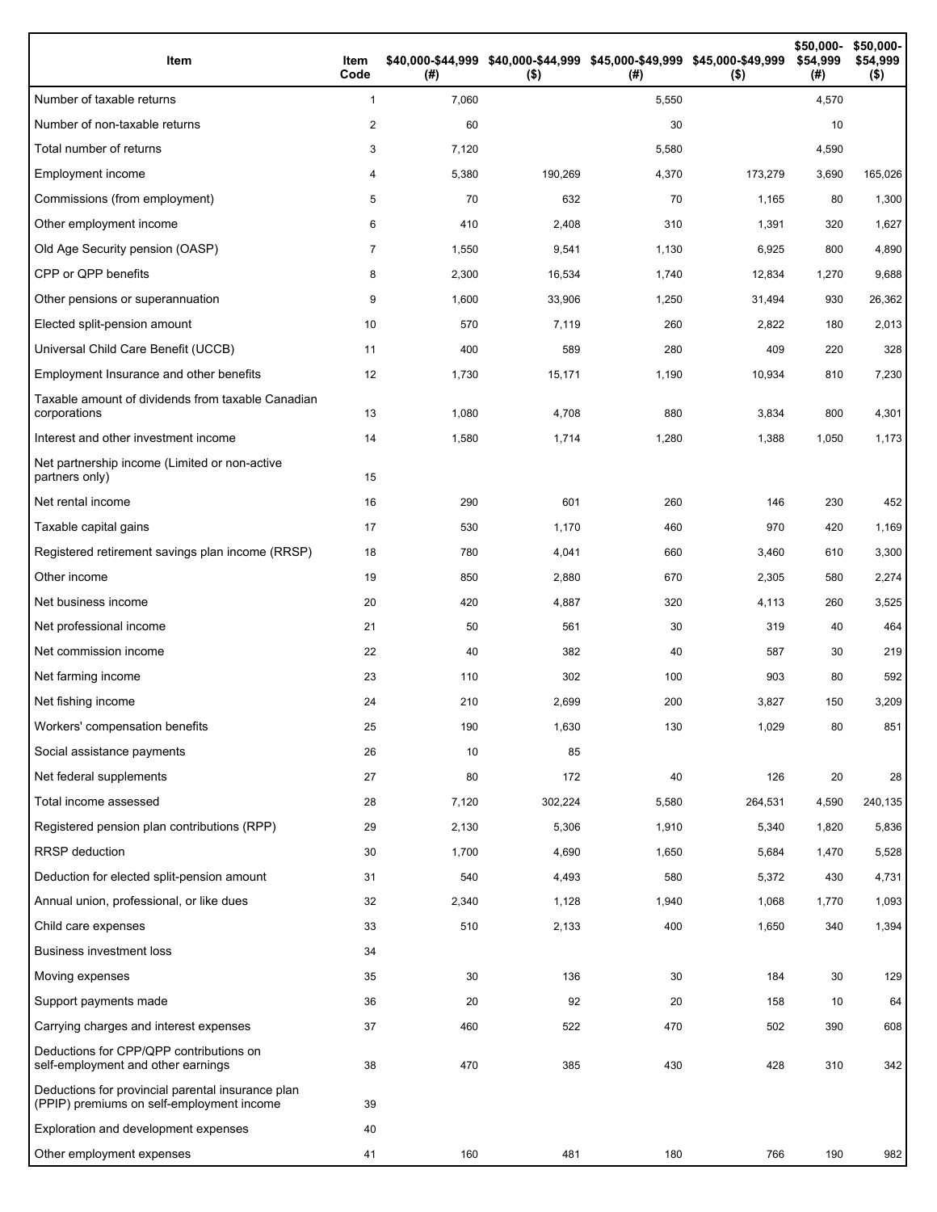| Item | Item Code | $40,000-$44,999 (#) | $40,000-$44,999 ($) | $45,000-$49,999 (#) | $45,000-$49,999 ($) | $50,000-$54,999 (#) | $50,000-$54,999 ($) |
|---|---|---|---|---|---|---|---|
| Number of taxable returns | 1 | 7,060 | | 5,550 | | 4,570 | |
| Number of non-taxable returns | 2 | 60 | | 30 | | 10 | |
| Total number of returns | 3 | 7,120 | | 5,580 | | 4,590 | |
| Employment income | 4 | 5,380 | 190,269 | 4,370 | 173,279 | 3,690 | 165,026 |
| Commissions (from employment) | 5 | 70 | 632 | 70 | 1,165 | 80 | 1,300 |
| Other employment income | 6 | 410 | 2,408 | 310 | 1,391 | 320 | 1,627 |
| Old Age Security pension (OASP) | 7 | 1,550 | 9,541 | 1,130 | 6,925 | 800 | 4,890 |
| CPP or QPP benefits | 8 | 2,300 | 16,534 | 1,740 | 12,834 | 1,270 | 9,688 |
| Other pensions or superannuation | 9 | 1,600 | 33,906 | 1,250 | 31,494 | 930 | 26,362 |
| Elected split-pension amount | 10 | 570 | 7,119 | 260 | 2,822 | 180 | 2,013 |
| Universal Child Care Benefit (UCCB) | 11 | 400 | 589 | 280 | 409 | 220 | 328 |
| Employment Insurance and other benefits | 12 | 1,730 | 15,171 | 1,190 | 10,934 | 810 | 7,230 |
| Taxable amount of dividends from taxable Canadian corporations | 13 | 1,080 | 4,708 | 880 | 3,834 | 800 | 4,301 |
| Interest and other investment income | 14 | 1,580 | 1,714 | 1,280 | 1,388 | 1,050 | 1,173 |
| Net partnership income (Limited or non-active partners only) | 15 | | | | | | |
| Net rental income | 16 | 290 | 601 | 260 | 146 | 230 | 452 |
| Taxable capital gains | 17 | 530 | 1,170 | 460 | 970 | 420 | 1,169 |
| Registered retirement savings plan income (RRSP) | 18 | 780 | 4,041 | 660 | 3,460 | 610 | 3,300 |
| Other income | 19 | 850 | 2,880 | 670 | 2,305 | 580 | 2,274 |
| Net business income | 20 | 420 | 4,887 | 320 | 4,113 | 260 | 3,525 |
| Net professional income | 21 | 50 | 561 | 30 | 319 | 40 | 464 |
| Net commission income | 22 | 40 | 382 | 40 | 587 | 30 | 219 |
| Net farming income | 23 | 110 | 302 | 100 | 903 | 80 | 592 |
| Net fishing income | 24 | 210 | 2,699 | 200 | 3,827 | 150 | 3,209 |
| Workers' compensation benefits | 25 | 190 | 1,630 | 130 | 1,029 | 80 | 851 |
| Social assistance payments | 26 | 10 | 85 | | | | |
| Net federal supplements | 27 | 80 | 172 | 40 | 126 | 20 | 28 |
| Total income assessed | 28 | 7,120 | 302,224 | 5,580 | 264,531 | 4,590 | 240,135 |
| Registered pension plan contributions (RPP) | 29 | 2,130 | 5,306 | 1,910 | 5,340 | 1,820 | 5,836 |
| RRSP deduction | 30 | 1,700 | 4,690 | 1,650 | 5,684 | 1,470 | 5,528 |
| Deduction for elected split-pension amount | 31 | 540 | 4,493 | 580 | 5,372 | 430 | 4,731 |
| Annual union, professional, or like dues | 32 | 2,340 | 1,128 | 1,940 | 1,068 | 1,770 | 1,093 |
| Child care expenses | 33 | 510 | 2,133 | 400 | 1,650 | 340 | 1,394 |
| Business investment loss | 34 | | | | | | |
| Moving expenses | 35 | 30 | 136 | 30 | 184 | 30 | 129 |
| Support payments made | 36 | 20 | 92 | 20 | 158 | 10 | 64 |
| Carrying charges and interest expenses | 37 | 460 | 522 | 470 | 502 | 390 | 608 |
| Deductions for CPP/QPP contributions on self-employment and other earnings | 38 | 470 | 385 | 430 | 428 | 310 | 342 |
| Deductions for provincial parental insurance plan (PPIP) premiums on self-employment income | 39 | | | | | | |
| Exploration and development expenses | 40 | | | | | | |
| Other employment expenses | 41 | 160 | 481 | 180 | 766 | 190 | 982 |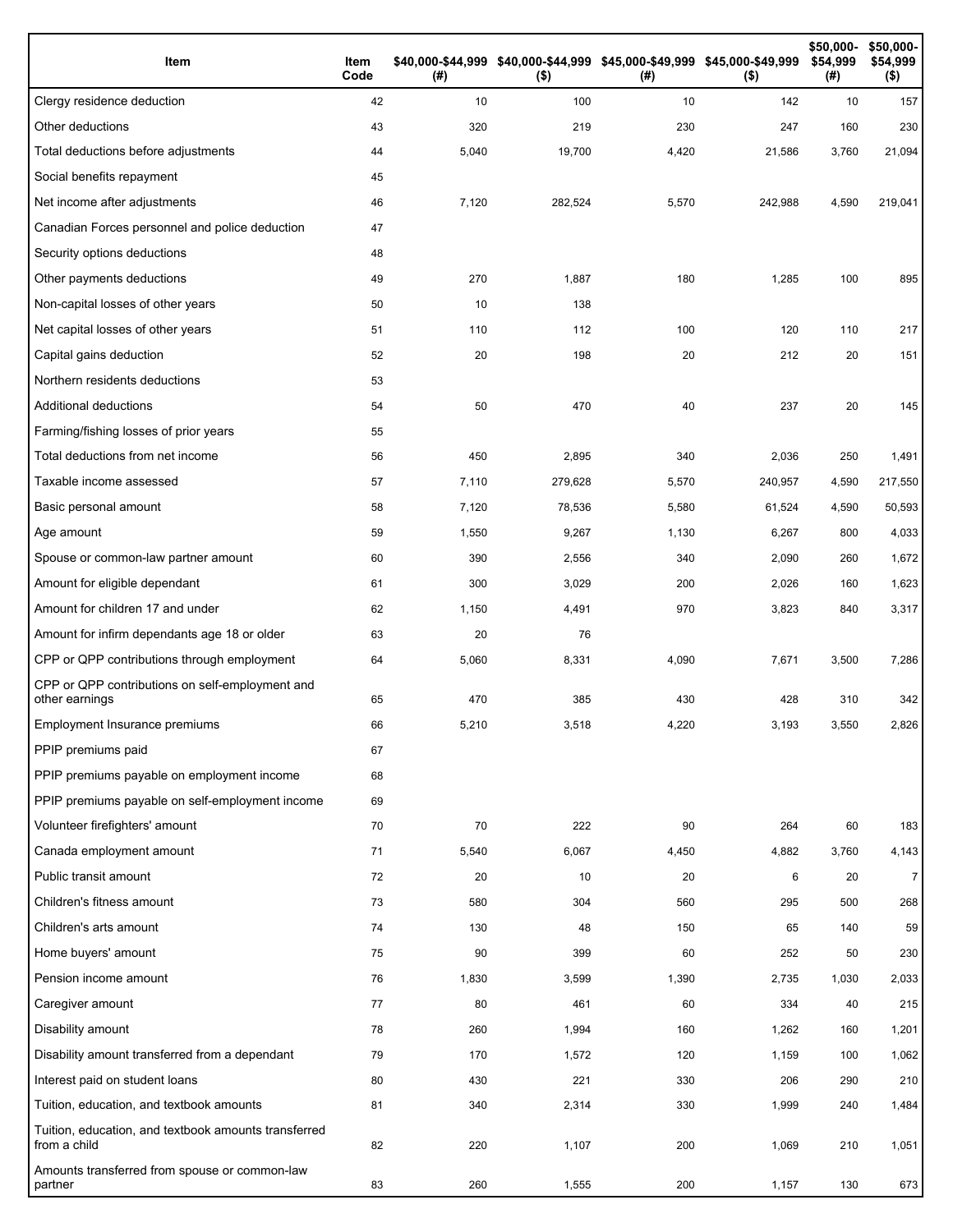| Item | Item Code | $40,000-$44,999 (#) | $40,000-$44,999 ($) | $45,000-$49,999 (#) | $45,000-$49,999 ($) | $50,000-$54,999 (#) | $50,000-$54,999 ($) |
|---|---|---|---|---|---|---|---|
| Clergy residence deduction | 42 | 10 | 100 | 10 | 142 | 10 | 157 |
| Other deductions | 43 | 320 | 219 | 230 | 247 | 160 | 230 |
| Total deductions before adjustments | 44 | 5,040 | 19,700 | 4,420 | 21,586 | 3,760 | 21,094 |
| Social benefits repayment | 45 | | | | | | |
| Net income after adjustments | 46 | 7,120 | 282,524 | 5,570 | 242,988 | 4,590 | 219,041 |
| Canadian Forces personnel and police deduction | 47 | | | | | | |
| Security options deductions | 48 | | | | | | |
| Other payments deductions | 49 | 270 | 1,887 | 180 | 1,285 | 100 | 895 |
| Non-capital losses of other years | 50 | 10 | 138 | | | | |
| Net capital losses of other years | 51 | 110 | 112 | 100 | 120 | 110 | 217 |
| Capital gains deduction | 52 | 20 | 198 | 20 | 212 | 20 | 151 |
| Northern residents deductions | 53 | | | | | | |
| Additional deductions | 54 | 50 | 470 | 40 | 237 | 20 | 145 |
| Farming/fishing losses of prior years | 55 | | | | | | |
| Total deductions from net income | 56 | 450 | 2,895 | 340 | 2,036 | 250 | 1,491 |
| Taxable income assessed | 57 | 7,110 | 279,628 | 5,570 | 240,957 | 4,590 | 217,550 |
| Basic personal amount | 58 | 7,120 | 78,536 | 5,580 | 61,524 | 4,590 | 50,593 |
| Age amount | 59 | 1,550 | 9,267 | 1,130 | 6,267 | 800 | 4,033 |
| Spouse or common-law partner amount | 60 | 390 | 2,556 | 340 | 2,090 | 260 | 1,672 |
| Amount for eligible dependant | 61 | 300 | 3,029 | 200 | 2,026 | 160 | 1,623 |
| Amount for children 17 and under | 62 | 1,150 | 4,491 | 970 | 3,823 | 840 | 3,317 |
| Amount for infirm dependants age 18 or older | 63 | 20 | 76 | | | | |
| CPP or QPP contributions through employment | 64 | 5,060 | 8,331 | 4,090 | 7,671 | 3,500 | 7,286 |
| CPP or QPP contributions on self-employment and other earnings | 65 | 470 | 385 | 430 | 428 | 310 | 342 |
| Employment Insurance premiums | 66 | 5,210 | 3,518 | 4,220 | 3,193 | 3,550 | 2,826 |
| PPIP premiums paid | 67 | | | | | | |
| PPIP premiums payable on employment income | 68 | | | | | | |
| PPIP premiums payable on self-employment income | 69 | | | | | | |
| Volunteer firefighters' amount | 70 | 70 | 222 | 90 | 264 | 60 | 183 |
| Canada employment amount | 71 | 5,540 | 6,067 | 4,450 | 4,882 | 3,760 | 4,143 |
| Public transit amount | 72 | 20 | 10 | 20 | 6 | 20 | 7 |
| Children's fitness amount | 73 | 580 | 304 | 560 | 295 | 500 | 268 |
| Children's arts amount | 74 | 130 | 48 | 150 | 65 | 140 | 59 |
| Home buyers' amount | 75 | 90 | 399 | 60 | 252 | 50 | 230 |
| Pension income amount | 76 | 1,830 | 3,599 | 1,390 | 2,735 | 1,030 | 2,033 |
| Caregiver amount | 77 | 80 | 461 | 60 | 334 | 40 | 215 |
| Disability amount | 78 | 260 | 1,994 | 160 | 1,262 | 160 | 1,201 |
| Disability amount transferred from a dependant | 79 | 170 | 1,572 | 120 | 1,159 | 100 | 1,062 |
| Interest paid on student loans | 80 | 430 | 221 | 330 | 206 | 290 | 210 |
| Tuition, education, and textbook amounts | 81 | 340 | 2,314 | 330 | 1,999 | 240 | 1,484 |
| Tuition, education, and textbook amounts transferred from a child | 82 | 220 | 1,107 | 200 | 1,069 | 210 | 1,051 |
| Amounts transferred from spouse or common-law partner | 83 | 260 | 1,555 | 200 | 1,157 | 130 | 673 |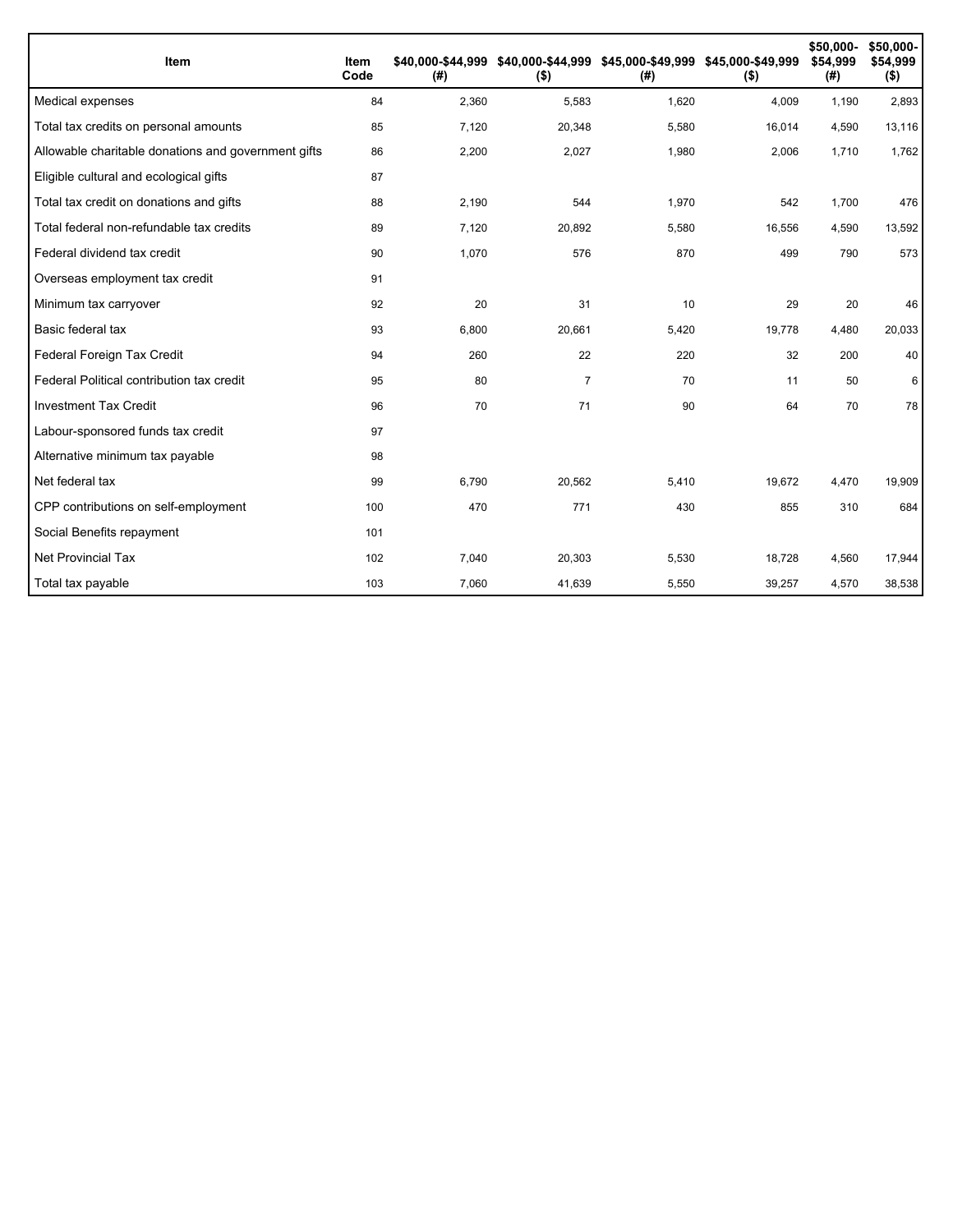| Item | Item Code | $40,000-$44,999 (#) | $40,000-$44,999 ($) | $45,000-$49,999 (#) | $45,000-$49,999 ($) | $50,000-$54,999 (#) | $50,000-$54,999 ($) |
|---|---|---|---|---|---|---|---|
| Medical expenses | 84 | 2,360 | 5,583 | 1,620 | 4,009 | 1,190 | 2,893 |
| Total tax credits on personal amounts | 85 | 7,120 | 20,348 | 5,580 | 16,014 | 4,590 | 13,116 |
| Allowable charitable donations and government gifts | 86 | 2,200 | 2,027 | 1,980 | 2,006 | 1,710 | 1,762 |
| Eligible cultural and ecological gifts | 87 | | | | | | |
| Total tax credit on donations and gifts | 88 | 2,190 | 544 | 1,970 | 542 | 1,700 | 476 |
| Total federal non-refundable tax credits | 89 | 7,120 | 20,892 | 5,580 | 16,556 | 4,590 | 13,592 |
| Federal dividend tax credit | 90 | 1,070 | 576 | 870 | 499 | 790 | 573 |
| Overseas employment tax credit | 91 | | | | | | |
| Minimum tax carryover | 92 | 20 | 31 | 10 | 29 | 20 | 46 |
| Basic federal tax | 93 | 6,800 | 20,661 | 5,420 | 19,778 | 4,480 | 20,033 |
| Federal Foreign Tax Credit | 94 | 260 | 22 | 220 | 32 | 200 | 40 |
| Federal Political contribution tax credit | 95 | 80 | 7 | 70 | 11 | 50 | 6 |
| Investment Tax Credit | 96 | 70 | 71 | 90 | 64 | 70 | 78 |
| Labour-sponsored funds tax credit | 97 | | | | | | |
| Alternative minimum tax payable | 98 | | | | | | |
| Net federal tax | 99 | 6,790 | 20,562 | 5,410 | 19,672 | 4,470 | 19,909 |
| CPP contributions on self-employment | 100 | 470 | 771 | 430 | 855 | 310 | 684 |
| Social Benefits repayment | 101 | | | | | | |
| Net Provincial Tax | 102 | 7,040 | 20,303 | 5,530 | 18,728 | 4,560 | 17,944 |
| Total tax payable | 103 | 7,060 | 41,639 | 5,550 | 39,257 | 4,570 | 38,538 |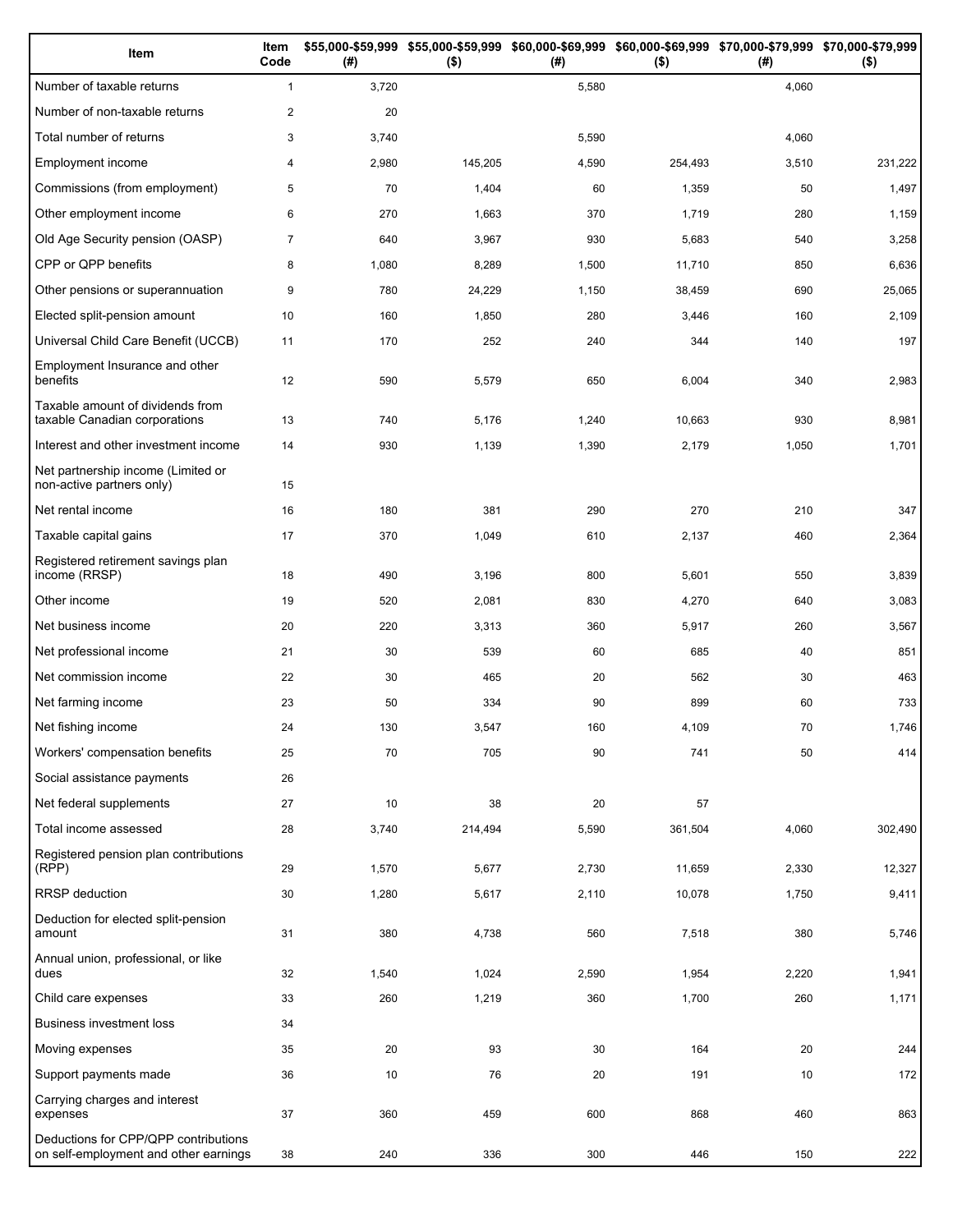| Item | Item Code | $55,000-$59,999 (#) | $55,000-$59,999 ($) | $60,000-$69,999 (#) | $60,000-$69,999 ($) | $70,000-$79,999 (#) | $70,000-$79,999 ($) |
|---|---|---|---|---|---|---|---|
| Number of taxable returns | 1 | 3,720 | | 5,580 | | 4,060 | |
| Number of non-taxable returns | 2 | 20 | | | | | |
| Total number of returns | 3 | 3,740 | | 5,590 | | 4,060 | |
| Employment income | 4 | 2,980 | 145,205 | 4,590 | 254,493 | 3,510 | 231,222 |
| Commissions (from employment) | 5 | 70 | 1,404 | 60 | 1,359 | 50 | 1,497 |
| Other employment income | 6 | 270 | 1,663 | 370 | 1,719 | 280 | 1,159 |
| Old Age Security pension (OASP) | 7 | 640 | 3,967 | 930 | 5,683 | 540 | 3,258 |
| CPP or QPP benefits | 8 | 1,080 | 8,289 | 1,500 | 11,710 | 850 | 6,636 |
| Other pensions or superannuation | 9 | 780 | 24,229 | 1,150 | 38,459 | 690 | 25,065 |
| Elected split-pension amount | 10 | 160 | 1,850 | 280 | 3,446 | 160 | 2,109 |
| Universal Child Care Benefit (UCCB) | 11 | 170 | 252 | 240 | 344 | 140 | 197 |
| Employment Insurance and other benefits | 12 | 590 | 5,579 | 650 | 6,004 | 340 | 2,983 |
| Taxable amount of dividends from taxable Canadian corporations | 13 | 740 | 5,176 | 1,240 | 10,663 | 930 | 8,981 |
| Interest and other investment income | 14 | 930 | 1,139 | 1,390 | 2,179 | 1,050 | 1,701 |
| Net partnership income (Limited or non-active partners only) | 15 | | | | | | |
| Net rental income | 16 | 180 | 381 | 290 | 270 | 210 | 347 |
| Taxable capital gains | 17 | 370 | 1,049 | 610 | 2,137 | 460 | 2,364 |
| Registered retirement savings plan income (RRSP) | 18 | 490 | 3,196 | 800 | 5,601 | 550 | 3,839 |
| Other income | 19 | 520 | 2,081 | 830 | 4,270 | 640 | 3,083 |
| Net business income | 20 | 220 | 3,313 | 360 | 5,917 | 260 | 3,567 |
| Net professional income | 21 | 30 | 539 | 60 | 685 | 40 | 851 |
| Net commission income | 22 | 30 | 465 | 20 | 562 | 30 | 463 |
| Net farming income | 23 | 50 | 334 | 90 | 899 | 60 | 733 |
| Net fishing income | 24 | 130 | 3,547 | 160 | 4,109 | 70 | 1,746 |
| Workers' compensation benefits | 25 | 70 | 705 | 90 | 741 | 50 | 414 |
| Social assistance payments | 26 | | | | | | |
| Net federal supplements | 27 | 10 | 38 | 20 | 57 | | |
| Total income assessed | 28 | 3,740 | 214,494 | 5,590 | 361,504 | 4,060 | 302,490 |
| Registered pension plan contributions (RPP) | 29 | 1,570 | 5,677 | 2,730 | 11,659 | 2,330 | 12,327 |
| RRSP deduction | 30 | 1,280 | 5,617 | 2,110 | 10,078 | 1,750 | 9,411 |
| Deduction for elected split-pension amount | 31 | 380 | 4,738 | 560 | 7,518 | 380 | 5,746 |
| Annual union, professional, or like dues | 32 | 1,540 | 1,024 | 2,590 | 1,954 | 2,220 | 1,941 |
| Child care expenses | 33 | 260 | 1,219 | 360 | 1,700 | 260 | 1,171 |
| Business investment loss | 34 | | | | | | |
| Moving expenses | 35 | 20 | 93 | 30 | 164 | 20 | 244 |
| Support payments made | 36 | 10 | 76 | 20 | 191 | 10 | 172 |
| Carrying charges and interest expenses | 37 | 360 | 459 | 600 | 868 | 460 | 863 |
| Deductions for CPP/QPP contributions on self-employment and other earnings | 38 | 240 | 336 | 300 | 446 | 150 | 222 |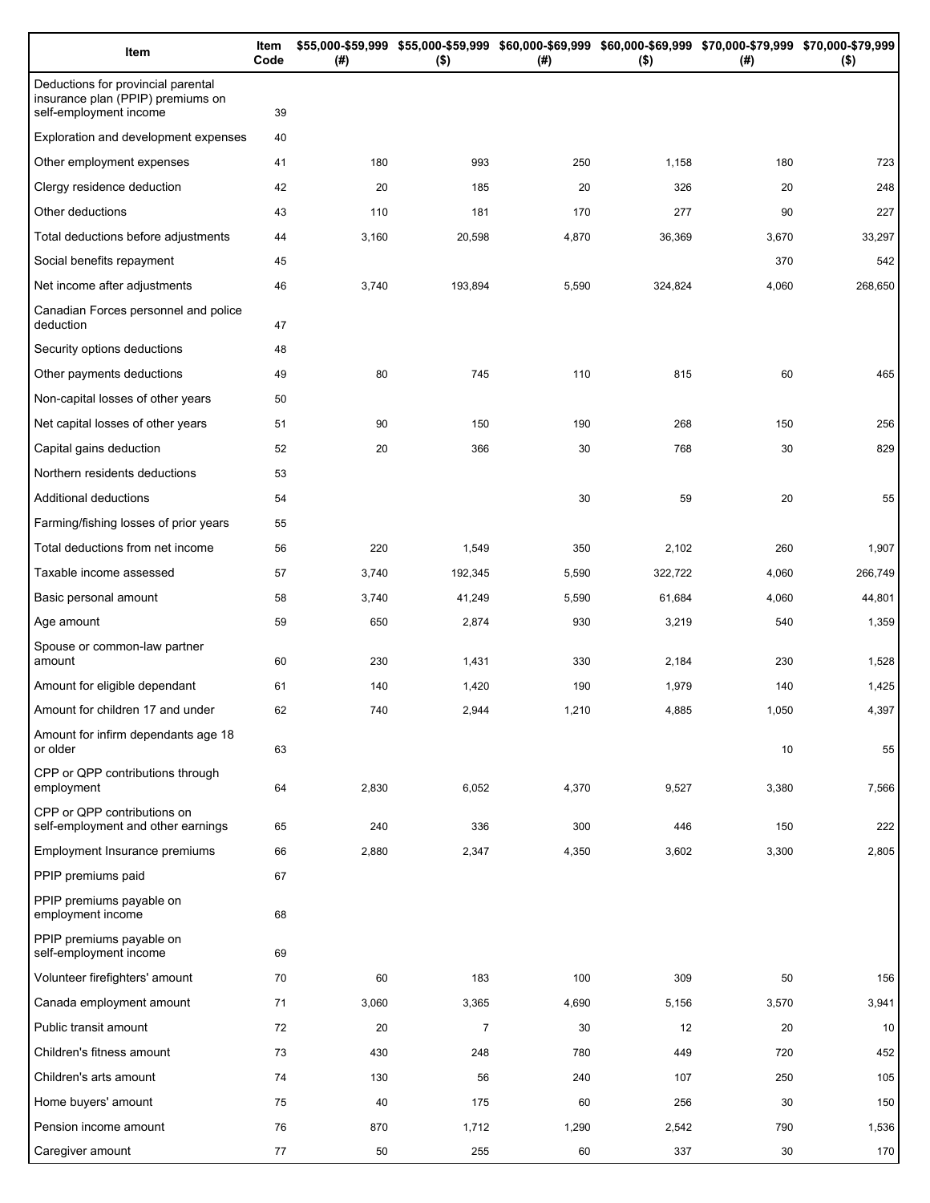| Item | Item Code | $55,000-$59,999 (#) | $55,000-$59,999 ($) | $60,000-$69,999 (#) | $60,000-$69,999 ($) | $70,000-$79,999 (#) | $70,000-$79,999 ($) |
|---|---|---|---|---|---|---|---|
| Deductions for provincial parental insurance plan (PPIP) premiums on self-employment income | 39 | | | | | | |
| Exploration and development expenses | 40 | | | | | | |
| Other employment expenses | 41 | 180 | 993 | 250 | 1,158 | 180 | 723 |
| Clergy residence deduction | 42 | 20 | 185 | 20 | 326 | 20 | 248 |
| Other deductions | 43 | 110 | 181 | 170 | 277 | 90 | 227 |
| Total deductions before adjustments | 44 | 3,160 | 20,598 | 4,870 | 36,369 | 3,670 | 33,297 |
| Social benefits repayment | 45 | | | | | 370 | 542 |
| Net income after adjustments | 46 | 3,740 | 193,894 | 5,590 | 324,824 | 4,060 | 268,650 |
| Canadian Forces personnel and police deduction | 47 | | | | | | |
| Security options deductions | 48 | | | | | | |
| Other payments deductions | 49 | 80 | 745 | 110 | 815 | 60 | 465 |
| Non-capital losses of other years | 50 | | | | | | |
| Net capital losses of other years | 51 | 90 | 150 | 190 | 268 | 150 | 256 |
| Capital gains deduction | 52 | 20 | 366 | 30 | 768 | 30 | 829 |
| Northern residents deductions | 53 | | | | | | |
| Additional deductions | 54 | | | 30 | 59 | 20 | 55 |
| Farming/fishing losses of prior years | 55 | | | | | | |
| Total deductions from net income | 56 | 220 | 1,549 | 350 | 2,102 | 260 | 1,907 |
| Taxable income assessed | 57 | 3,740 | 192,345 | 5,590 | 322,722 | 4,060 | 266,749 |
| Basic personal amount | 58 | 3,740 | 41,249 | 5,590 | 61,684 | 4,060 | 44,801 |
| Age amount | 59 | 650 | 2,874 | 930 | 3,219 | 540 | 1,359 |
| Spouse or common-law partner amount | 60 | 230 | 1,431 | 330 | 2,184 | 230 | 1,528 |
| Amount for eligible dependant | 61 | 140 | 1,420 | 190 | 1,979 | 140 | 1,425 |
| Amount for children 17 and under | 62 | 740 | 2,944 | 1,210 | 4,885 | 1,050 | 4,397 |
| Amount for infirm dependants age 18 or older | 63 | | | | | 10 | 55 |
| CPP or QPP contributions through employment | 64 | 2,830 | 6,052 | 4,370 | 9,527 | 3,380 | 7,566 |
| CPP or QPP contributions on self-employment and other earnings | 65 | 240 | 336 | 300 | 446 | 150 | 222 |
| Employment Insurance premiums | 66 | 2,880 | 2,347 | 4,350 | 3,602 | 3,300 | 2,805 |
| PPIP premiums paid | 67 | | | | | | |
| PPIP premiums payable on employment income | 68 | | | | | | |
| PPIP premiums payable on self-employment income | 69 | | | | | | |
| Volunteer firefighters' amount | 70 | 60 | 183 | 100 | 309 | 50 | 156 |
| Canada employment amount | 71 | 3,060 | 3,365 | 4,690 | 5,156 | 3,570 | 3,941 |
| Public transit amount | 72 | 20 | 7 | 30 | 12 | 20 | 10 |
| Children's fitness amount | 73 | 430 | 248 | 780 | 449 | 720 | 452 |
| Children's arts amount | 74 | 130 | 56 | 240 | 107 | 250 | 105 |
| Home buyers' amount | 75 | 40 | 175 | 60 | 256 | 30 | 150 |
| Pension income amount | 76 | 870 | 1,712 | 1,290 | 2,542 | 790 | 1,536 |
| Caregiver amount | 77 | 50 | 255 | 60 | 337 | 30 | 170 |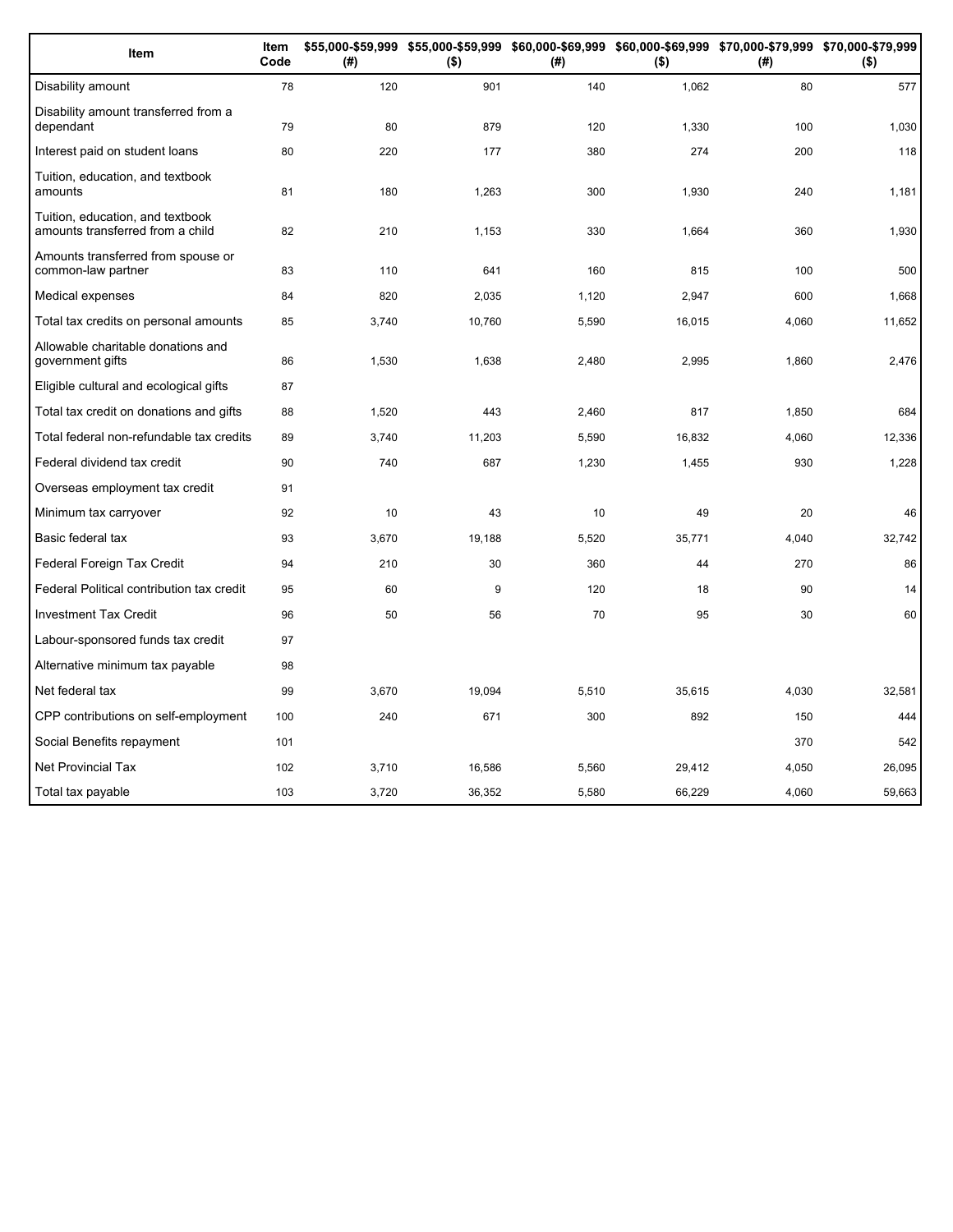| Item | Item Code | $55,000-$59,999 (#) | $55,000-$59,999 ($) | $60,000-$69,999 (#) | $60,000-$69,999 ($) | $70,000-$79,999 (#) | $70,000-$79,999 ($) |
|---|---|---|---|---|---|---|---|
| Disability amount | 78 | 120 | 901 | 140 | 1,062 | 80 | 577 |
| Disability amount transferred from a dependant | 79 | 80 | 879 | 120 | 1,330 | 100 | 1,030 |
| Interest paid on student loans | 80 | 220 | 177 | 380 | 274 | 200 | 118 |
| Tuition, education, and textbook amounts | 81 | 180 | 1,263 | 300 | 1,930 | 240 | 1,181 |
| Tuition, education, and textbook amounts transferred from a child | 82 | 210 | 1,153 | 330 | 1,664 | 360 | 1,930 |
| Amounts transferred from spouse or common-law partner | 83 | 110 | 641 | 160 | 815 | 100 | 500 |
| Medical expenses | 84 | 820 | 2,035 | 1,120 | 2,947 | 600 | 1,668 |
| Total tax credits on personal amounts | 85 | 3,740 | 10,760 | 5,590 | 16,015 | 4,060 | 11,652 |
| Allowable charitable donations and government gifts | 86 | 1,530 | 1,638 | 2,480 | 2,995 | 1,860 | 2,476 |
| Eligible cultural and ecological gifts | 87 | | | | | | |
| Total tax credit on donations and gifts | 88 | 1,520 | 443 | 2,460 | 817 | 1,850 | 684 |
| Total federal non-refundable tax credits | 89 | 3,740 | 11,203 | 5,590 | 16,832 | 4,060 | 12,336 |
| Federal dividend tax credit | 90 | 740 | 687 | 1,230 | 1,455 | 930 | 1,228 |
| Overseas employment tax credit | 91 | | | | | | |
| Minimum tax carryover | 92 | 10 | 43 | 10 | 49 | 20 | 46 |
| Basic federal tax | 93 | 3,670 | 19,188 | 5,520 | 35,771 | 4,040 | 32,742 |
| Federal Foreign Tax Credit | 94 | 210 | 30 | 360 | 44 | 270 | 86 |
| Federal Political contribution tax credit | 95 | 60 | 9 | 120 | 18 | 90 | 14 |
| Investment Tax Credit | 96 | 50 | 56 | 70 | 95 | 30 | 60 |
| Labour-sponsored funds tax credit | 97 | | | | | | |
| Alternative minimum tax payable | 98 | | | | | | |
| Net federal tax | 99 | 3,670 | 19,094 | 5,510 | 35,615 | 4,030 | 32,581 |
| CPP contributions on self-employment | 100 | 240 | 671 | 300 | 892 | 150 | 444 |
| Social Benefits repayment | 101 | | | | | 370 | 542 |
| Net Provincial Tax | 102 | 3,710 | 16,586 | 5,560 | 29,412 | 4,050 | 26,095 |
| Total tax payable | 103 | 3,720 | 36,352 | 5,580 | 66,229 | 4,060 | 59,663 |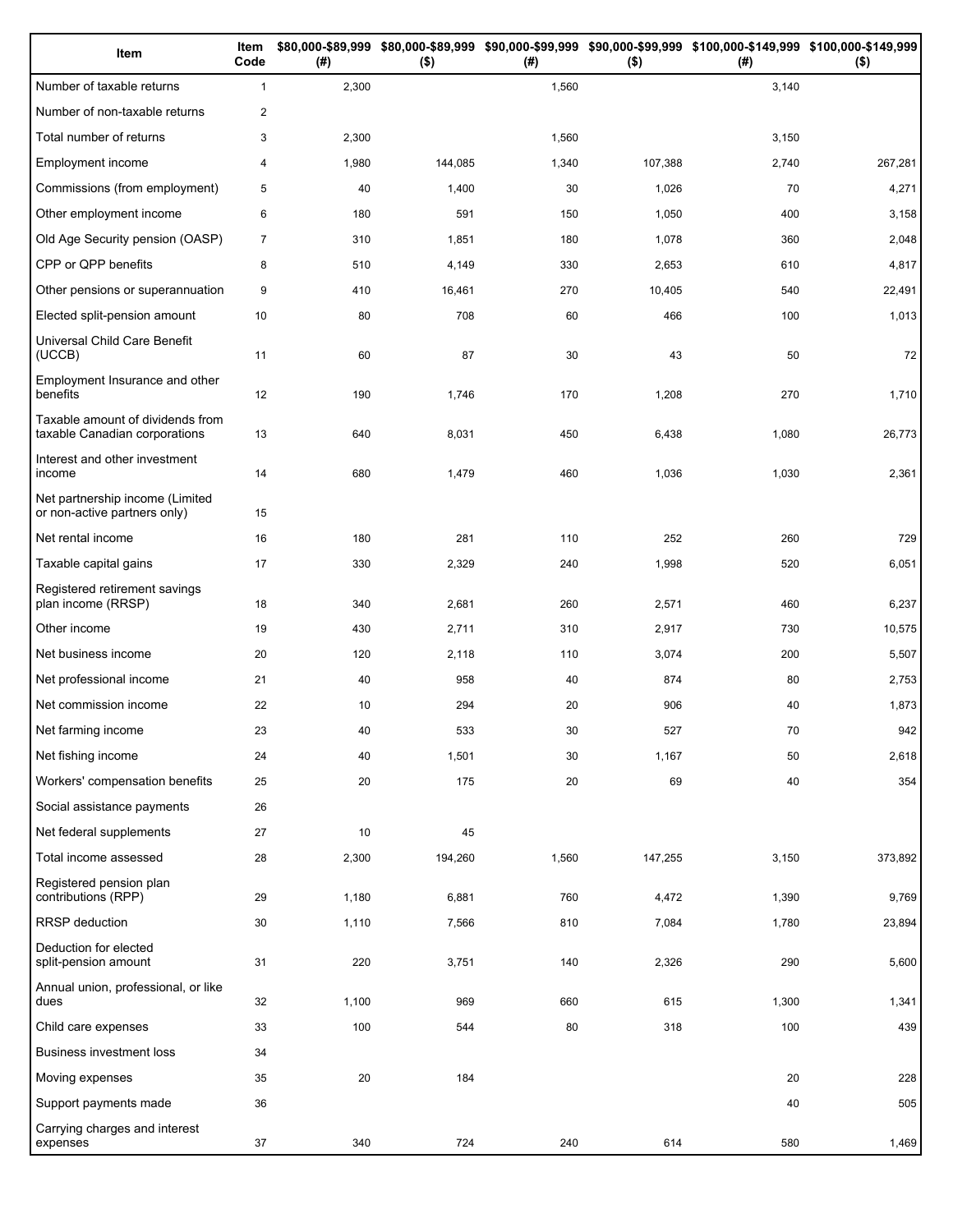| Item | Item Code | $80,000-$89,999 (#) | $80,000-$89,999 ($) | $90,000-$99,999 (#) | $90,000-$99,999 ($) | $100,000-$149,999 (#) | $100,000-$149,999 ($) |
|---|---|---|---|---|---|---|---|
| Number of taxable returns | 1 | 2,300 | | 1,560 | | 3,140 | |
| Number of non-taxable returns | 2 | | | | | | |
| Total number of returns | 3 | 2,300 | | 1,560 | | 3,150 | |
| Employment income | 4 | 1,980 | 144,085 | 1,340 | 107,388 | 2,740 | 267,281 |
| Commissions (from employment) | 5 | 40 | 1,400 | 30 | 1,026 | 70 | 4,271 |
| Other employment income | 6 | 180 | 591 | 150 | 1,050 | 400 | 3,158 |
| Old Age Security pension (OASP) | 7 | 310 | 1,851 | 180 | 1,078 | 360 | 2,048 |
| CPP or QPP benefits | 8 | 510 | 4,149 | 330 | 2,653 | 610 | 4,817 |
| Other pensions or superannuation | 9 | 410 | 16,461 | 270 | 10,405 | 540 | 22,491 |
| Elected split-pension amount | 10 | 80 | 708 | 60 | 466 | 100 | 1,013 |
| Universal Child Care Benefit (UCCB) | 11 | 60 | 87 | 30 | 43 | 50 | 72 |
| Employment Insurance and other benefits | 12 | 190 | 1,746 | 170 | 1,208 | 270 | 1,710 |
| Taxable amount of dividends from taxable Canadian corporations | 13 | 640 | 8,031 | 450 | 6,438 | 1,080 | 26,773 |
| Interest and other investment income | 14 | 680 | 1,479 | 460 | 1,036 | 1,030 | 2,361 |
| Net partnership income (Limited or non-active partners only) | 15 | | | | | | |
| Net rental income | 16 | 180 | 281 | 110 | 252 | 260 | 729 |
| Taxable capital gains | 17 | 330 | 2,329 | 240 | 1,998 | 520 | 6,051 |
| Registered retirement savings plan income (RRSP) | 18 | 340 | 2,681 | 260 | 2,571 | 460 | 6,237 |
| Other income | 19 | 430 | 2,711 | 310 | 2,917 | 730 | 10,575 |
| Net business income | 20 | 120 | 2,118 | 110 | 3,074 | 200 | 5,507 |
| Net professional income | 21 | 40 | 958 | 40 | 874 | 80 | 2,753 |
| Net commission income | 22 | 10 | 294 | 20 | 906 | 40 | 1,873 |
| Net farming income | 23 | 40 | 533 | 30 | 527 | 70 | 942 |
| Net fishing income | 24 | 40 | 1,501 | 30 | 1,167 | 50 | 2,618 |
| Workers' compensation benefits | 25 | 20 | 175 | 20 | 69 | 40 | 354 |
| Social assistance payments | 26 | | | | | | |
| Net federal supplements | 27 | 10 | 45 | | | | |
| Total income assessed | 28 | 2,300 | 194,260 | 1,560 | 147,255 | 3,150 | 373,892 |
| Registered pension plan contributions (RPP) | 29 | 1,180 | 6,881 | 760 | 4,472 | 1,390 | 9,769 |
| RRSP deduction | 30 | 1,110 | 7,566 | 810 | 7,084 | 1,780 | 23,894 |
| Deduction for elected split-pension amount | 31 | 220 | 3,751 | 140 | 2,326 | 290 | 5,600 |
| Annual union, professional, or like dues | 32 | 1,100 | 969 | 660 | 615 | 1,300 | 1,341 |
| Child care expenses | 33 | 100 | 544 | 80 | 318 | 100 | 439 |
| Business investment loss | 34 | | | | | | |
| Moving expenses | 35 | 20 | 184 | | | 20 | 228 |
| Support payments made | 36 | | | | | 40 | 505 |
| Carrying charges and interest expenses | 37 | 340 | 724 | 240 | 614 | 580 | 1,469 |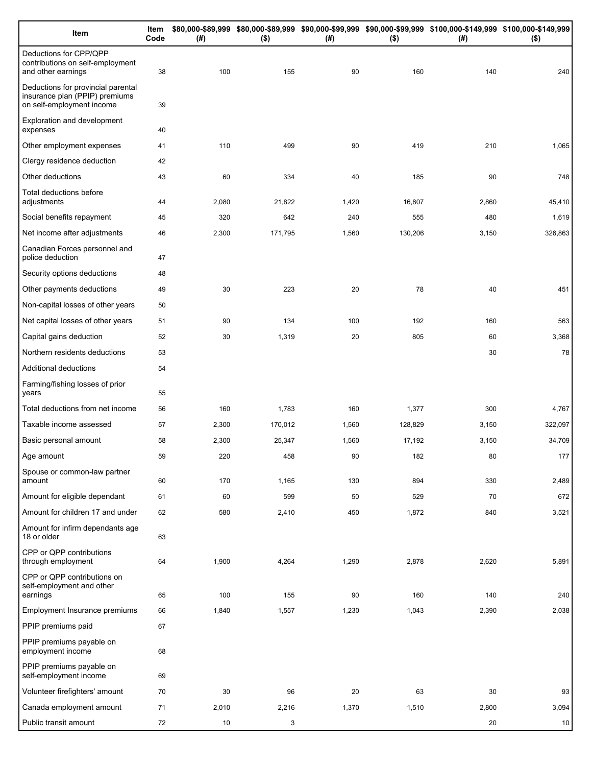| Item | Item Code | $80,000-$89,999 (#) | $80,000-$89,999 ($) | $90,000-$99,999 (#) | $90,000-$99,999 ($) | $100,000-$149,999 (#) | $100,000-$149,999 ($) |
|---|---|---|---|---|---|---|---|
| Deductions for CPP/QPP contributions on self-employment and other earnings | 38 | 100 | 155 | 90 | 160 | 140 | 240 |
| Deductions for provincial parental insurance plan (PPIP) premiums on self-employment income | 39 | | | | | | |
| Exploration and development expenses | 40 | | | | | | |
| Other employment expenses | 41 | 110 | 499 | 90 | 419 | 210 | 1,065 |
| Clergy residence deduction | 42 | | | | | | |
| Other deductions | 43 | 60 | 334 | 40 | 185 | 90 | 748 |
| Total deductions before adjustments | 44 | 2,080 | 21,822 | 1,420 | 16,807 | 2,860 | 45,410 |
| Social benefits repayment | 45 | 320 | 642 | 240 | 555 | 480 | 1,619 |
| Net income after adjustments | 46 | 2,300 | 171,795 | 1,560 | 130,206 | 3,150 | 326,863 |
| Canadian Forces personnel and police deduction | 47 | | | | | | |
| Security options deductions | 48 | | | | | | |
| Other payments deductions | 49 | 30 | 223 | 20 | 78 | 40 | 451 |
| Non-capital losses of other years | 50 | | | | | | |
| Net capital losses of other years | 51 | 90 | 134 | 100 | 192 | 160 | 563 |
| Capital gains deduction | 52 | 30 | 1,319 | 20 | 805 | 60 | 3,368 |
| Northern residents deductions | 53 | | | | | 30 | 78 |
| Additional deductions | 54 | | | | | | |
| Farming/fishing losses of prior years | 55 | | | | | | |
| Total deductions from net income | 56 | 160 | 1,783 | 160 | 1,377 | 300 | 4,767 |
| Taxable income assessed | 57 | 2,300 | 170,012 | 1,560 | 128,829 | 3,150 | 322,097 |
| Basic personal amount | 58 | 2,300 | 25,347 | 1,560 | 17,192 | 3,150 | 34,709 |
| Age amount | 59 | 220 | 458 | 90 | 182 | 80 | 177 |
| Spouse or common-law partner amount | 60 | 170 | 1,165 | 130 | 894 | 330 | 2,489 |
| Amount for eligible dependant | 61 | 60 | 599 | 50 | 529 | 70 | 672 |
| Amount for children 17 and under | 62 | 580 | 2,410 | 450 | 1,872 | 840 | 3,521 |
| Amount for infirm dependants age 18 or older | 63 | | | | | | |
| CPP or QPP contributions through employment | 64 | 1,900 | 4,264 | 1,290 | 2,878 | 2,620 | 5,891 |
| CPP or QPP contributions on self-employment and other earnings | 65 | 100 | 155 | 90 | 160 | 140 | 240 |
| Employment Insurance premiums | 66 | 1,840 | 1,557 | 1,230 | 1,043 | 2,390 | 2,038 |
| PPIP premiums paid | 67 | | | | | | |
| PPIP premiums payable on employment income | 68 | | | | | | |
| PPIP premiums payable on self-employment income | 69 | | | | | | |
| Volunteer firefighters' amount | 70 | 30 | 96 | 20 | 63 | 30 | 93 |
| Canada employment amount | 71 | 2,010 | 2,216 | 1,370 | 1,510 | 2,800 | 3,094 |
| Public transit amount | 72 | 10 | 3 | | | 20 | 10 |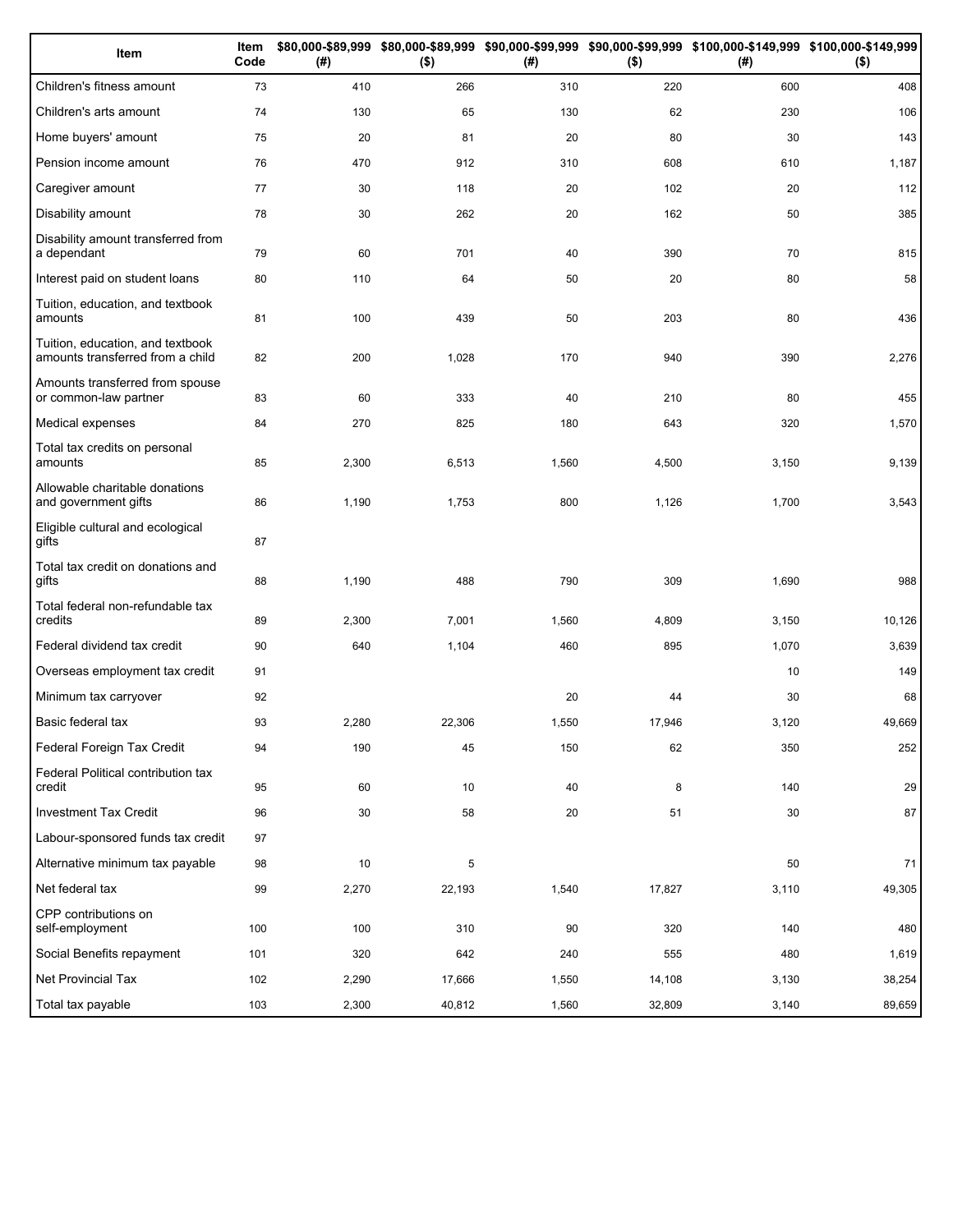| Item | Item Code | $80,000-$89,999 (#) | $80,000-$89,999 ($) | $90,000-$99,999 (#) | $90,000-$99,999 ($) | $100,000-$149,999 (#) | $100,000-$149,999 ($) |
|---|---|---|---|---|---|---|---|
| Children's fitness amount | 73 | 410 | 266 | 310 | 220 | 600 | 408 |
| Children's arts amount | 74 | 130 | 65 | 130 | 62 | 230 | 106 |
| Home buyers' amount | 75 | 20 | 81 | 20 | 80 | 30 | 143 |
| Pension income amount | 76 | 470 | 912 | 310 | 608 | 610 | 1,187 |
| Caregiver amount | 77 | 30 | 118 | 20 | 102 | 20 | 112 |
| Disability amount | 78 | 30 | 262 | 20 | 162 | 50 | 385 |
| Disability amount transferred from a dependant | 79 | 60 | 701 | 40 | 390 | 70 | 815 |
| Interest paid on student loans | 80 | 110 | 64 | 50 | 20 | 80 | 58 |
| Tuition, education, and textbook amounts | 81 | 100 | 439 | 50 | 203 | 80 | 436 |
| Tuition, education, and textbook amounts transferred from a child | 82 | 200 | 1,028 | 170 | 940 | 390 | 2,276 |
| Amounts transferred from spouse or common-law partner | 83 | 60 | 333 | 40 | 210 | 80 | 455 |
| Medical expenses | 84 | 270 | 825 | 180 | 643 | 320 | 1,570 |
| Total tax credits on personal amounts | 85 | 2,300 | 6,513 | 1,560 | 4,500 | 3,150 | 9,139 |
| Allowable charitable donations and government gifts | 86 | 1,190 | 1,753 | 800 | 1,126 | 1,700 | 3,543 |
| Eligible cultural and ecological gifts | 87 | | | | | | |
| Total tax credit on donations and gifts | 88 | 1,190 | 488 | 790 | 309 | 1,690 | 988 |
| Total federal non-refundable tax credits | 89 | 2,300 | 7,001 | 1,560 | 4,809 | 3,150 | 10,126 |
| Federal dividend tax credit | 90 | 640 | 1,104 | 460 | 895 | 1,070 | 3,639 |
| Overseas employment tax credit | 91 | | | | | 10 | 149 |
| Minimum tax carryover | 92 | | | 20 | 44 | 30 | 68 |
| Basic federal tax | 93 | 2,280 | 22,306 | 1,550 | 17,946 | 3,120 | 49,669 |
| Federal Foreign Tax Credit | 94 | 190 | 45 | 150 | 62 | 350 | 252 |
| Federal Political contribution tax credit | 95 | 60 | 10 | 40 | 8 | 140 | 29 |
| Investment Tax Credit | 96 | 30 | 58 | 20 | 51 | 30 | 87 |
| Labour-sponsored funds tax credit | 97 | | | | | | |
| Alternative minimum tax payable | 98 | 10 | 5 | | | 50 | 71 |
| Net federal tax | 99 | 2,270 | 22,193 | 1,540 | 17,827 | 3,110 | 49,305 |
| CPP contributions on self-employment | 100 | 100 | 310 | 90 | 320 | 140 | 480 |
| Social Benefits repayment | 101 | 320 | 642 | 240 | 555 | 480 | 1,619 |
| Net Provincial Tax | 102 | 2,290 | 17,666 | 1,550 | 14,108 | 3,130 | 38,254 |
| Total tax payable | 103 | 2,300 | 40,812 | 1,560 | 32,809 | 3,140 | 89,659 |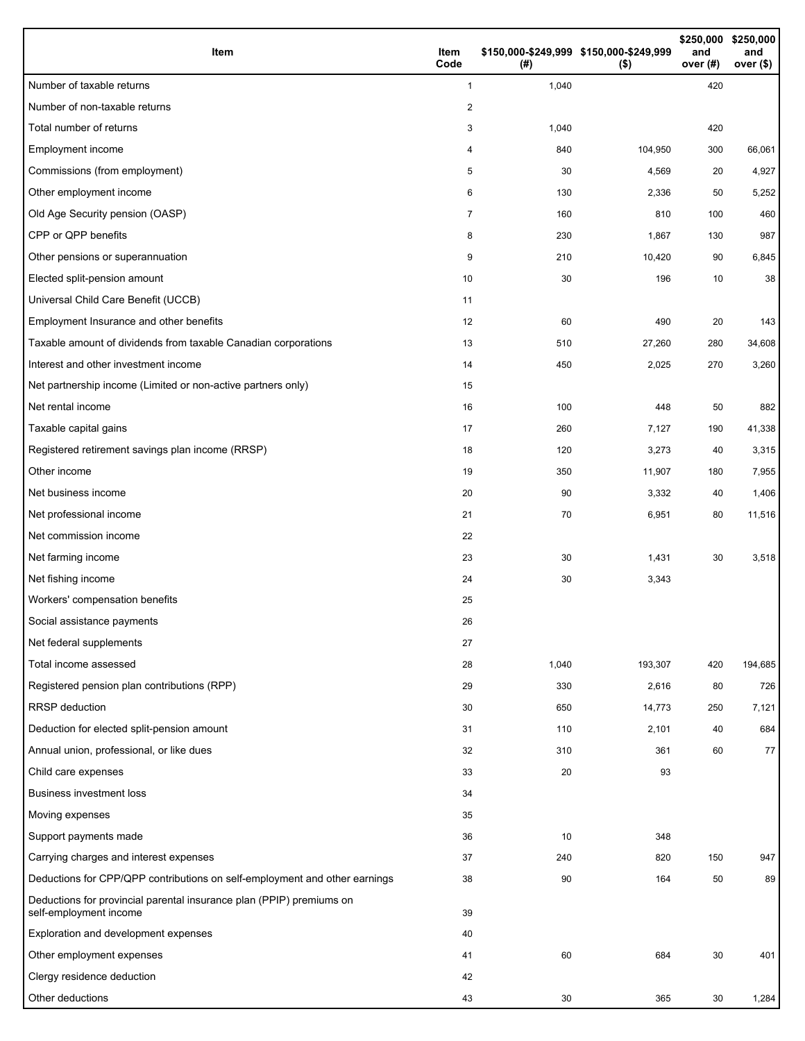| Item | Item Code | $150,000-$249,999 (#) | $150,000-$249,999 ($) | $250,000 and over (#) | $250,000 and over ($) |
|---|---|---|---|---|---|
| Number of taxable returns | 1 | 1,040 | | 420 | |
| Number of non-taxable returns | 2 | | | | |
| Total number of returns | 3 | 1,040 | | 420 | |
| Employment income | 4 | 840 | 104,950 | 300 | 66,061 |
| Commissions (from employment) | 5 | 30 | 4,569 | 20 | 4,927 |
| Other employment income | 6 | 130 | 2,336 | 50 | 5,252 |
| Old Age Security pension (OASP) | 7 | 160 | 810 | 100 | 460 |
| CPP or QPP benefits | 8 | 230 | 1,867 | 130 | 987 |
| Other pensions or superannuation | 9 | 210 | 10,420 | 90 | 6,845 |
| Elected split-pension amount | 10 | 30 | 196 | 10 | 38 |
| Universal Child Care Benefit (UCCB) | 11 | | | | |
| Employment Insurance and other benefits | 12 | 60 | 490 | 20 | 143 |
| Taxable amount of dividends from taxable Canadian corporations | 13 | 510 | 27,260 | 280 | 34,608 |
| Interest and other investment income | 14 | 450 | 2,025 | 270 | 3,260 |
| Net partnership income (Limited or non-active partners only) | 15 | | | | |
| Net rental income | 16 | 100 | 448 | 50 | 882 |
| Taxable capital gains | 17 | 260 | 7,127 | 190 | 41,338 |
| Registered retirement savings plan income (RRSP) | 18 | 120 | 3,273 | 40 | 3,315 |
| Other income | 19 | 350 | 11,907 | 180 | 7,955 |
| Net business income | 20 | 90 | 3,332 | 40 | 1,406 |
| Net professional income | 21 | 70 | 6,951 | 80 | 11,516 |
| Net commission income | 22 | | | | |
| Net farming income | 23 | 30 | 1,431 | 30 | 3,518 |
| Net fishing income | 24 | 30 | 3,343 | | |
| Workers' compensation benefits | 25 | | | | |
| Social assistance payments | 26 | | | | |
| Net federal supplements | 27 | | | | |
| Total income assessed | 28 | 1,040 | 193,307 | 420 | 194,685 |
| Registered pension plan contributions (RPP) | 29 | 330 | 2,616 | 80 | 726 |
| RRSP deduction | 30 | 650 | 14,773 | 250 | 7,121 |
| Deduction for elected split-pension amount | 31 | 110 | 2,101 | 40 | 684 |
| Annual union, professional, or like dues | 32 | 310 | 361 | 60 | 77 |
| Child care expenses | 33 | 20 | 93 | | |
| Business investment loss | 34 | | | | |
| Moving expenses | 35 | | | | |
| Support payments made | 36 | 10 | 348 | | |
| Carrying charges and interest expenses | 37 | 240 | 820 | 150 | 947 |
| Deductions for CPP/QPP contributions on self-employment and other earnings | 38 | 90 | 164 | 50 | 89 |
| Deductions for provincial parental insurance plan (PPIP) premiums on self-employment income | 39 | | | | |
| Exploration and development expenses | 40 | | | | |
| Other employment expenses | 41 | 60 | 684 | 30 | 401 |
| Clergy residence deduction | 42 | | | | |
| Other deductions | 43 | 30 | 365 | 30 | 1,284 |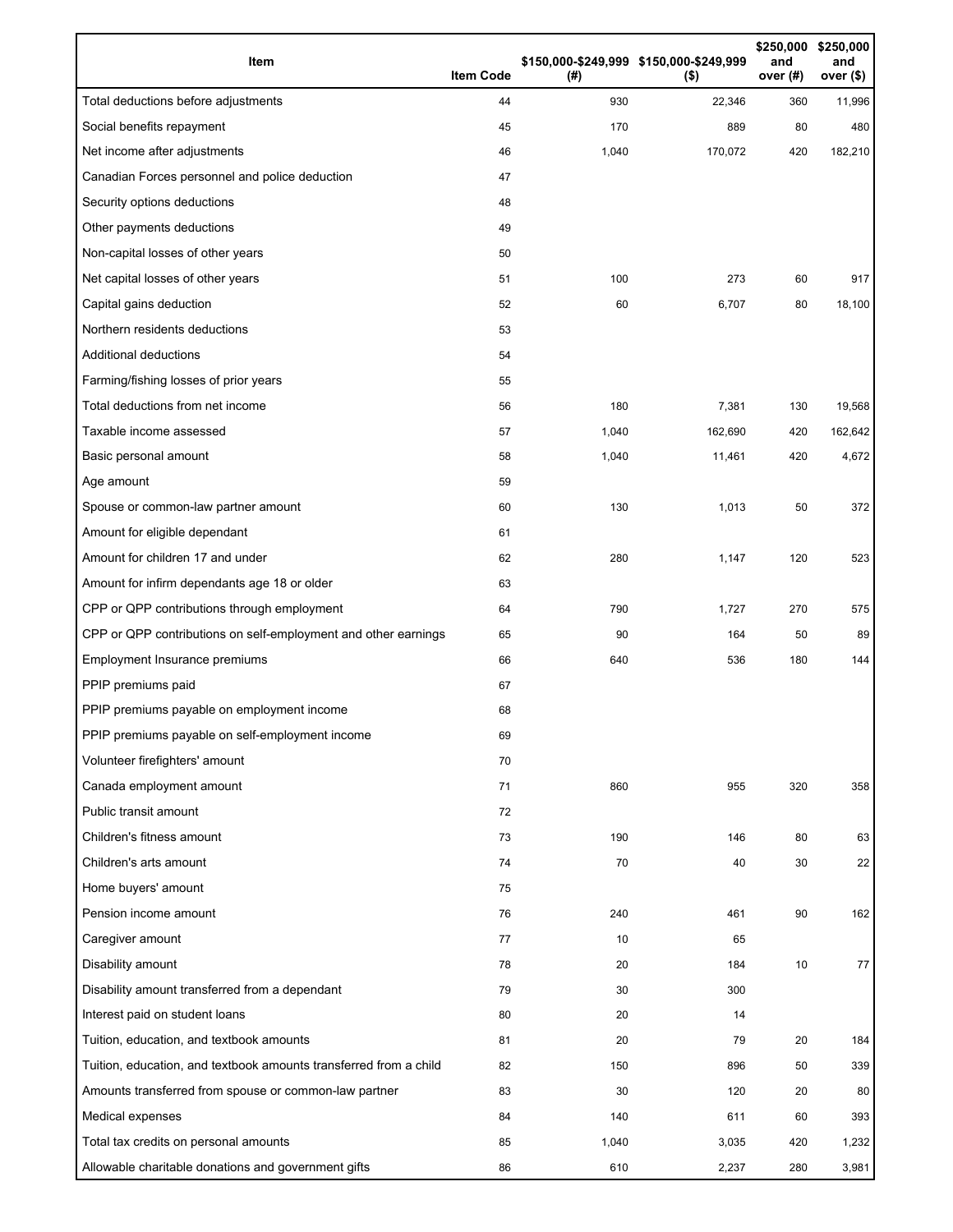| Item | Item Code | $150,000-$249,999 (#) | $150,000-$249,999 ($) | $250,000 and over (#) | $250,000 and over ($) |
|---|---|---|---|---|---|
| Total deductions before adjustments | 44 | 930 | 22,346 | 360 | 11,996 |
| Social benefits repayment | 45 | 170 | 889 | 80 | 480 |
| Net income after adjustments | 46 | 1,040 | 170,072 | 420 | 182,210 |
| Canadian Forces personnel and police deduction | 47 | | | | |
| Security options deductions | 48 | | | | |
| Other payments deductions | 49 | | | | |
| Non-capital losses of other years | 50 | | | | |
| Net capital losses of other years | 51 | 100 | 273 | 60 | 917 |
| Capital gains deduction | 52 | 60 | 6,707 | 80 | 18,100 |
| Northern residents deductions | 53 | | | | |
| Additional deductions | 54 | | | | |
| Farming/fishing losses of prior years | 55 | | | | |
| Total deductions from net income | 56 | 180 | 7,381 | 130 | 19,568 |
| Taxable income assessed | 57 | 1,040 | 162,690 | 420 | 162,642 |
| Basic personal amount | 58 | 1,040 | 11,461 | 420 | 4,672 |
| Age amount | 59 | | | | |
| Spouse or common-law partner amount | 60 | 130 | 1,013 | 50 | 372 |
| Amount for eligible dependant | 61 | | | | |
| Amount for children 17 and under | 62 | 280 | 1,147 | 120 | 523 |
| Amount for infirm dependants age 18 or older | 63 | | | | |
| CPP or QPP contributions through employment | 64 | 790 | 1,727 | 270 | 575 |
| CPP or QPP contributions on self-employment and other earnings | 65 | 90 | 164 | 50 | 89 |
| Employment Insurance premiums | 66 | 640 | 536 | 180 | 144 |
| PPIP premiums paid | 67 | | | | |
| PPIP premiums payable on employment income | 68 | | | | |
| PPIP premiums payable on self-employment income | 69 | | | | |
| Volunteer firefighters' amount | 70 | | | | |
| Canada employment amount | 71 | 860 | 955 | 320 | 358 |
| Public transit amount | 72 | | | | |
| Children's fitness amount | 73 | 190 | 146 | 80 | 63 |
| Children's arts amount | 74 | 70 | 40 | 30 | 22 |
| Home buyers' amount | 75 | | | | |
| Pension income amount | 76 | 240 | 461 | 90 | 162 |
| Caregiver amount | 77 | 10 | 65 | | |
| Disability amount | 78 | 20 | 184 | 10 | 77 |
| Disability amount transferred from a dependant | 79 | 30 | 300 | | |
| Interest paid on student loans | 80 | 20 | 14 | | |
| Tuition, education, and textbook amounts | 81 | 20 | 79 | 20 | 184 |
| Tuition, education, and textbook amounts transferred from a child | 82 | 150 | 896 | 50 | 339 |
| Amounts transferred from spouse or common-law partner | 83 | 30 | 120 | 20 | 80 |
| Medical expenses | 84 | 140 | 611 | 60 | 393 |
| Total tax credits on personal amounts | 85 | 1,040 | 3,035 | 420 | 1,232 |
| Allowable charitable donations and government gifts | 86 | 610 | 2,237 | 280 | 3,981 |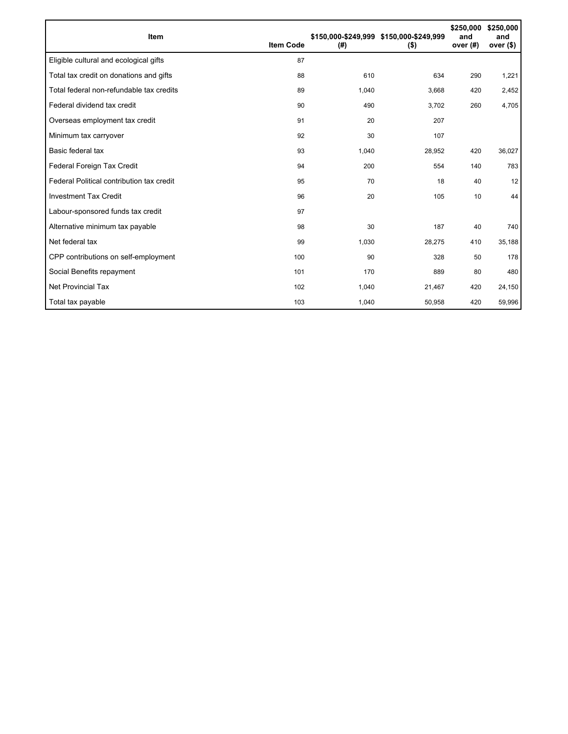| Item | Item Code | \$150,000-\$249,999 (#) | \$150,000-\$249,999 (\$) | \$250,000 and over (#) | \$250,000 and over (\$) |
|---|---|---|---|---|---|
| Eligible cultural and ecological gifts | 87 | | | | |
| Total tax credit on donations and gifts | 88 | 610 | 634 | 290 | 1,221 |
| Total federal non-refundable tax credits | 89 | 1,040 | 3,668 | 420 | 2,452 |
| Federal dividend tax credit | 90 | 490 | 3,702 | 260 | 4,705 |
| Overseas employment tax credit | 91 | 20 | 207 | | |
| Minimum tax carryover | 92 | 30 | 107 | | |
| Basic federal tax | 93 | 1,040 | 28,952 | 420 | 36,027 |
| Federal Foreign Tax Credit | 94 | 200 | 554 | 140 | 783 |
| Federal Political contribution tax credit | 95 | 70 | 18 | 40 | 12 |
| Investment Tax Credit | 96 | 20 | 105 | 10 | 44 |
| Labour-sponsored funds tax credit | 97 | | | | |
| Alternative minimum tax payable | 98 | 30 | 187 | 40 | 740 |
| Net federal tax | 99 | 1,030 | 28,275 | 410 | 35,188 |
| CPP contributions on self-employment | 100 | 90 | 328 | 50 | 178 |
| Social Benefits repayment | 101 | 170 | 889 | 80 | 480 |
| Net Provincial Tax | 102 | 1,040 | 21,467 | 420 | 24,150 |
| Total tax payable | 103 | 1,040 | 50,958 | 420 | 59,996 |